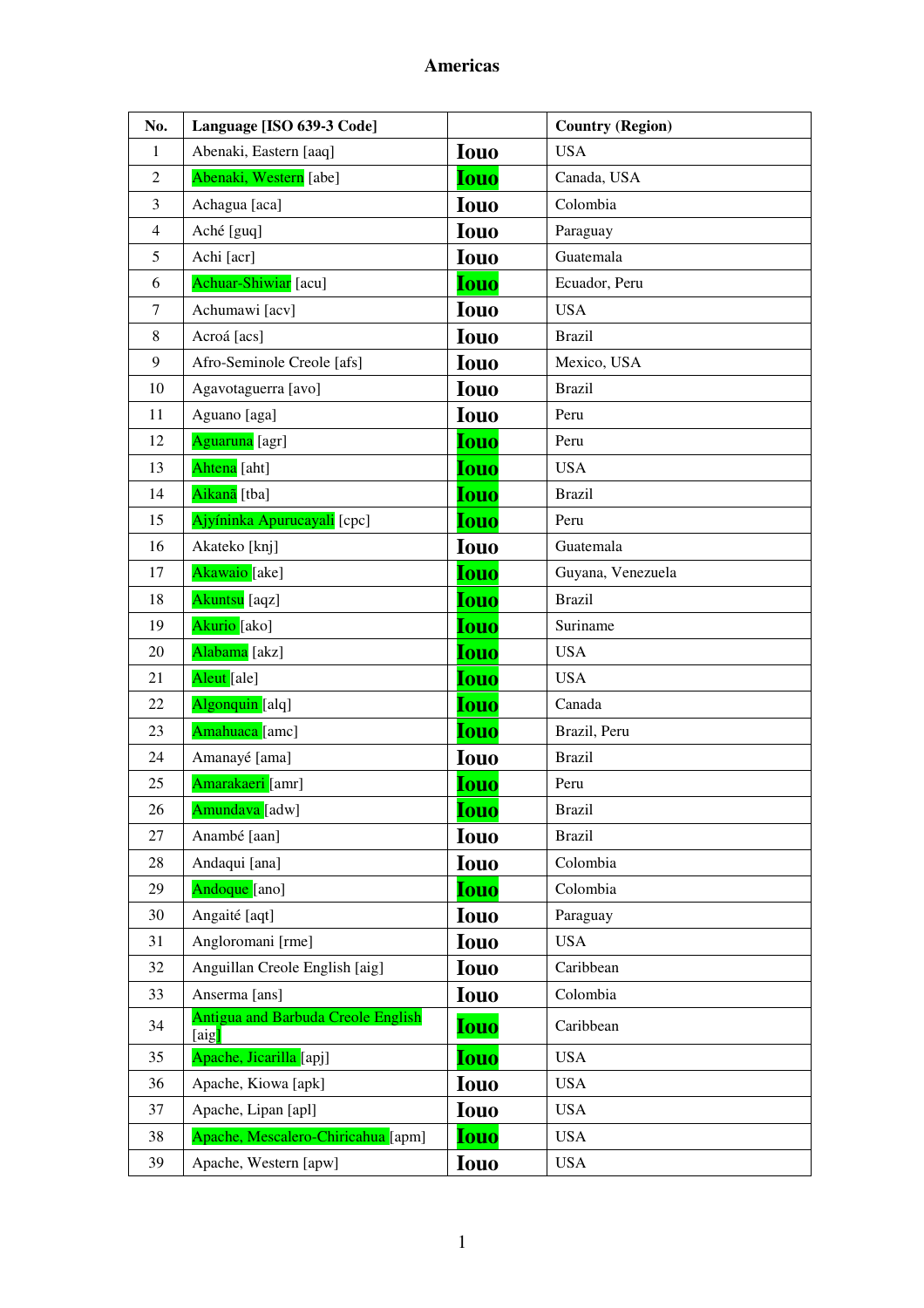# Americas

| No. | Language [ISO 639-3 Code] | | Country (Region) |
|---|---|---|---|
| 1 | Abenaki, Eastern [aaq] | Iouo | USA |
| 2 | Abenaki, Western [abe] | Iouo | Canada, USA |
| 3 | Achagua [aca] | Iouo | Colombia |
| 4 | Aché [guq] | Iouo | Paraguay |
| 5 | Achi [acr] | Iouo | Guatemala |
| 6 | Achuar-Shiwiar [acu] | Iouo | Ecuador, Peru |
| 7 | Achumawi [acv] | Iouo | USA |
| 8 | Acroá [acs] | Iouo | Brazil |
| 9 | Afro-Seminole Creole [afs] | Iouo | Mexico, USA |
| 10 | Agavotaguerra [avo] | Iouo | Brazil |
| 11 | Aguano [aga] | Iouo | Peru |
| 12 | Aguaruna [agr] | Iouo | Peru |
| 13 | Ahtena [aht] | Iouo | USA |
| 14 | Aikanã [tba] | Iouo | Brazil |
| 15 | Ajyíninka Apurucayali [cpc] | Iouo | Peru |
| 16 | Akateko [knj] | Iouo | Guatemala |
| 17 | Akawaio [ake] | Iouo | Guyana, Venezuela |
| 18 | Akuntsu [aqz] | Iouo | Brazil |
| 19 | Akurio [ako] | Iouo | Suriname |
| 20 | Alabama [akz] | Iouo | USA |
| 21 | Aleut [ale] | Iouo | USA |
| 22 | Algonquin [alq] | Iouo | Canada |
| 23 | Amahuaca [amc] | Iouo | Brazil, Peru |
| 24 | Amanayé [ama] | Iouo | Brazil |
| 25 | Amarakaeri [amr] | Iouo | Peru |
| 26 | Amundava [adw] | Iouo | Brazil |
| 27 | Anambé [aan] | Iouo | Brazil |
| 28 | Andaqui [ana] | Iouo | Colombia |
| 29 | Andoque [ano] | Iouo | Colombia |
| 30 | Angaité [aqt] | Iouo | Paraguay |
| 31 | Angloromani [rme] | Iouo | USA |
| 32 | Anguillan Creole English [aig] | Iouo | Caribbean |
| 33 | Anserma [ans] | Iouo | Colombia |
| 34 | Antigua and Barbuda Creole English [aig] | Iouo | Caribbean |
| 35 | Apache, Jicarilla [apj] | Iouo | USA |
| 36 | Apache, Kiowa [apk] | Iouo | USA |
| 37 | Apache, Lipan [apl] | Iouo | USA |
| 38 | Apache, Mescalero-Chiricahua [apm] | Iouo | USA |
| 39 | Apache, Western [apw] | Iouo | USA |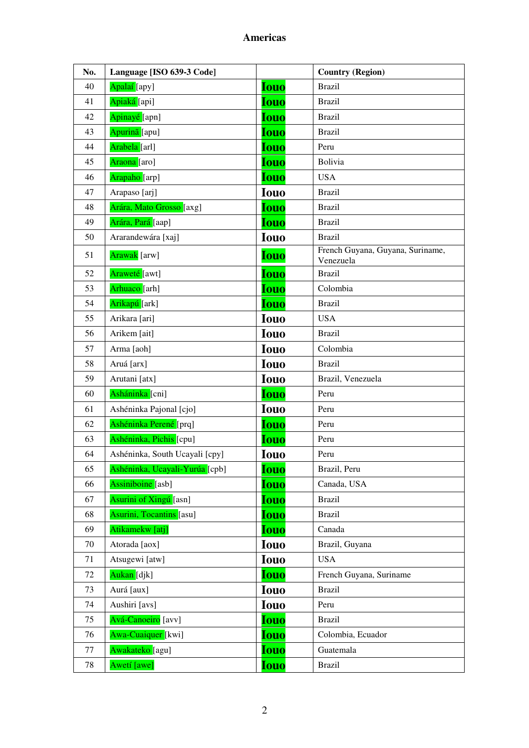# Americas

| No. | Language [ISO 639-3 Code] | | Country (Region) |
|---|---|---|---|
| 40 | Apalaí [apy] | Iouo | Brazil |
| 41 | Apiaká [api] | Iouo | Brazil |
| 42 | Apinayé [apn] | Iouo | Brazil |
| 43 | Apurinã [apu] | Iouo | Brazil |
| 44 | Arabela [arl] | Iouo | Peru |
| 45 | Araona [aro] | Iouo | Bolivia |
| 46 | Arapaho [arp] | Iouo | USA |
| 47 | Arapaso [arj] | Iouo | Brazil |
| 48 | Arára, Mato Grosso [axg] | Iouo | Brazil |
| 49 | Arára, Pará [aap] | Iouo | Brazil |
| 50 | Ararandewára [xaj] | Iouo | Brazil |
| 51 | Arawak [arw] | Iouo | French Guyana, Guyana, Suriname, Venezuela |
| 52 | Araweté [awt] | Iouo | Brazil |
| 53 | Arhuaco [arh] | Iouo | Colombia |
| 54 | Arikapú [ark] | Iouo | Brazil |
| 55 | Arikara [ari] | Iouo | USA |
| 56 | Arikem [ait] | Iouo | Brazil |
| 57 | Arma [aoh] | Iouo | Colombia |
| 58 | Aruá [arx] | Iouo | Brazil |
| 59 | Arutani [atx] | Iouo | Brazil, Venezuela |
| 60 | Asháninka [cni] | Iouo | Peru |
| 61 | Ashéninka Pajonal [cjo] | Iouo | Peru |
| 62 | Ashéninka Perené [prq] | Iouo | Peru |
| 63 | Ashéninka, Pichis [cpu] | Iouo | Peru |
| 64 | Ashéninka, South Ucayali [cpy] | Iouo | Peru |
| 65 | Ashéninka, Ucayali-Yurúa [cpb] | Iouo | Brazil, Peru |
| 66 | Assiniboine [asb] | Iouo | Canada, USA |
| 67 | Asurini of Xingú [asn] | Iouo | Brazil |
| 68 | Asurini, Tocantins [asu] | Iouo | Brazil |
| 69 | Atikamekw [atj] | Iouo | Canada |
| 70 | Atorada [aox] | Iouo | Brazil, Guyana |
| 71 | Atsugewi [atw] | Iouo | USA |
| 72 | Aukan [djk] | Iouo | French Guyana, Suriname |
| 73 | Aurá [aux] | Iouo | Brazil |
| 74 | Aushiri [avs] | Iouo | Peru |
| 75 | Avá-Canoeiro [avv] | Iouo | Brazil |
| 76 | Awa-Cuaiquer [kwi] | Iouo | Colombia, Ecuador |
| 77 | Awakateko [agu] | Iouo | Guatemala |
| 78 | Awetí [awe] | Iouo | Brazil |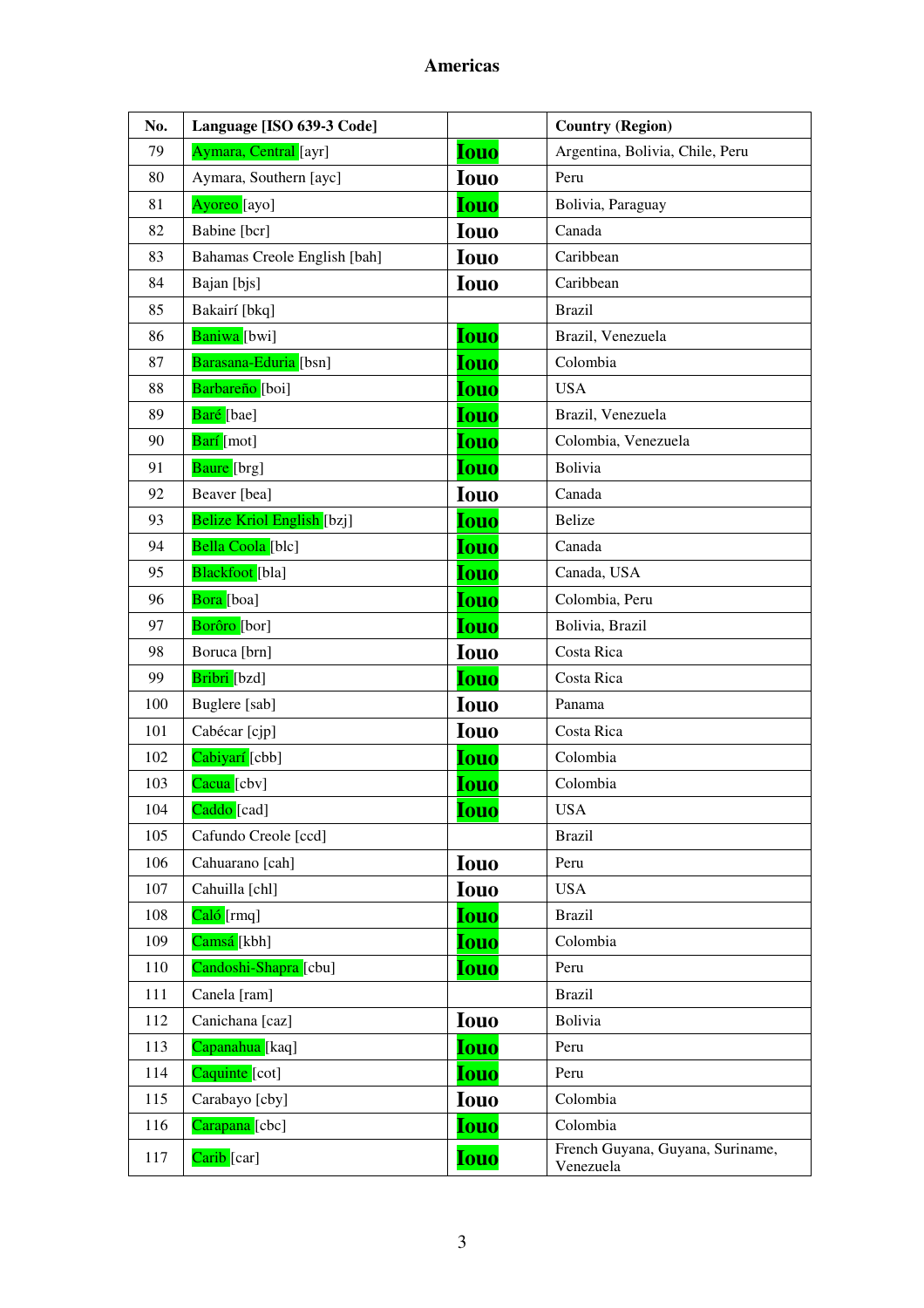## Americas

| No. | Language [ISO 639-3 Code] | | Country (Region) |
|---|---|---|---|
| 79 | Aymara, Central [ayr] | Iouo | Argentina, Bolivia, Chile, Peru |
| 80 | Aymara, Southern [ayc] | Iouo | Peru |
| 81 | Ayoreo [ayo] | Iouo | Bolivia, Paraguay |
| 82 | Babine [bcr] | Iouo | Canada |
| 83 | Bahamas Creole English [bah] | Iouo | Caribbean |
| 84 | Bajan [bjs] | Iouo | Caribbean |
| 85 | Bakairí [bkq] | | Brazil |
| 86 | Baniwa [bwi] | Iouo | Brazil, Venezuela |
| 87 | Barasana-Eduria [bsn] | Iouo | Colombia |
| 88 | Barbareño [boi] | Iouo | USA |
| 89 | Baré [bae] | Iouo | Brazil, Venezuela |
| 90 | Barí [mot] | Iouo | Colombia, Venezuela |
| 91 | Baure [brg] | Iouo | Bolivia |
| 92 | Beaver [bea] | Iouo | Canada |
| 93 | Belize Kriol English [bzj] | Iouo | Belize |
| 94 | Bella Coola [blc] | Iouo | Canada |
| 95 | Blackfoot [bla] | Iouo | Canada, USA |
| 96 | Bora [boa] | Iouo | Colombia, Peru |
| 97 | Borôro [bor] | Iouo | Bolivia, Brazil |
| 98 | Boruca [brn] | Iouo | Costa Rica |
| 99 | Bribri [bzd] | Iouo | Costa Rica |
| 100 | Buglere [sab] | Iouo | Panama |
| 101 | Cabécar [cjp] | Iouo | Costa Rica |
| 102 | Cabiyarí [cbb] | Iouo | Colombia |
| 103 | Cacua [cbv] | Iouo | Colombia |
| 104 | Caddo [cad] | Iouo | USA |
| 105 | Cafundo Creole [ccd] | | Brazil |
| 106 | Cahuarano [cah] | Iouo | Peru |
| 107 | Cahuilla [chl] | Iouo | USA |
| 108 | Caló [rmq] | Iouo | Brazil |
| 109 | Camsá [kbh] | Iouo | Colombia |
| 110 | Candoshi-Shapra [cbu] | Iouo | Peru |
| 111 | Canela [ram] | | Brazil |
| 112 | Canichana [caz] | Iouo | Bolivia |
| 113 | Capanahua [kaq] | Iouo | Peru |
| 114 | Caquinte [cot] | Iouo | Peru |
| 115 | Carabayo [cby] | Iouo | Colombia |
| 116 | Carapana [cbc] | Iouo | Colombia |
| 117 | Carib [car] | Iouo | French Guyana, Guyana, Suriname, Venezuela |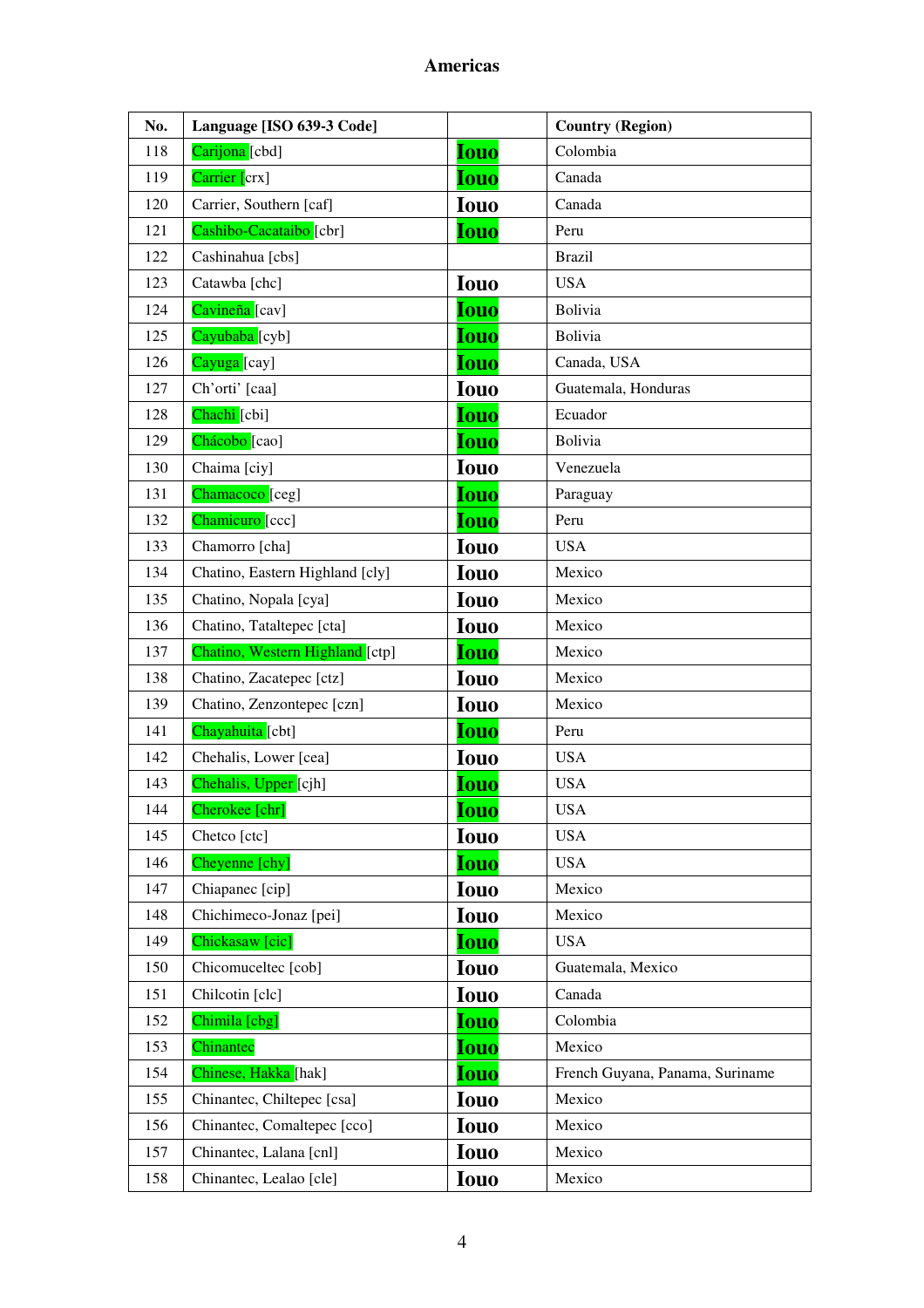# Americas

| No. | Language [ISO 639-3 Code] | | Country (Region) |
|---|---|---|---|
| 118 | Carijona [cbd] | Iouo | Colombia |
| 119 | Carrier [crx] | Iouo | Canada |
| 120 | Carrier, Southern [caf] | Iouo | Canada |
| 121 | Cashibo-Cacataibo [cbr] | Iouo | Peru |
| 122 | Cashinahua [cbs] | | Brazil |
| 123 | Catawba [chc] | Iouo | USA |
| 124 | Cavineña [cav] | Iouo | Bolivia |
| 125 | Cayubaba [cyb] | Iouo | Bolivia |
| 126 | Cayuga [cay] | Iouo | Canada, USA |
| 127 | Ch'orti' [caa] | Iouo | Guatemala, Honduras |
| 128 | Chachi [cbi] | Iouo | Ecuador |
| 129 | Chácobo [cao] | Iouo | Bolivia |
| 130 | Chaima [ciy] | Iouo | Venezuela |
| 131 | Chamacoco [ceg] | Iouo | Paraguay |
| 132 | Chamicuro [ccc] | Iouo | Peru |
| 133 | Chamorro [cha] | Iouo | USA |
| 134 | Chatino, Eastern Highland [cly] | Iouo | Mexico |
| 135 | Chatino, Nopala [cya] | Iouo | Mexico |
| 136 | Chatino, Tataltepec [cta] | Iouo | Mexico |
| 137 | Chatino, Western Highland [ctp] | Iouo | Mexico |
| 138 | Chatino, Zacatepec [ctz] | Iouo | Mexico |
| 139 | Chatino, Zenzontepec [czn] | Iouo | Mexico |
| 141 | Chayahuita [cbt] | Iouo | Peru |
| 142 | Chehalis, Lower [cea] | Iouo | USA |
| 143 | Chehalis, Upper [cjh] | Iouo | USA |
| 144 | Cherokee [chr] | Iouo | USA |
| 145 | Chetco [ctc] | Iouo | USA |
| 146 | Cheyenne [chy] | Iouo | USA |
| 147 | Chiapanec [cip] | Iouo | Mexico |
| 148 | Chichimeco-Jonaz [pei] | Iouo | Mexico |
| 149 | Chickasaw [cic] | Iouo | USA |
| 150 | Chicomuceltec [cob] | Iouo | Guatemala, Mexico |
| 151 | Chilcotin [clc] | Iouo | Canada |
| 152 | Chimila [cbg] | Iouo | Colombia |
| 153 | Chinantec | Iouo | Mexico |
| 154 | Chinese, Hakka [hak] | Iouo | French Guyana, Panama, Suriname |
| 155 | Chinantec, Chiltepec [csa] | Iouo | Mexico |
| 156 | Chinantec, Comaltepec [cco] | Iouo | Mexico |
| 157 | Chinantec, Lalana [cnl] | Iouo | Mexico |
| 158 | Chinantec, Lealao [cle] | Iouo | Mexico |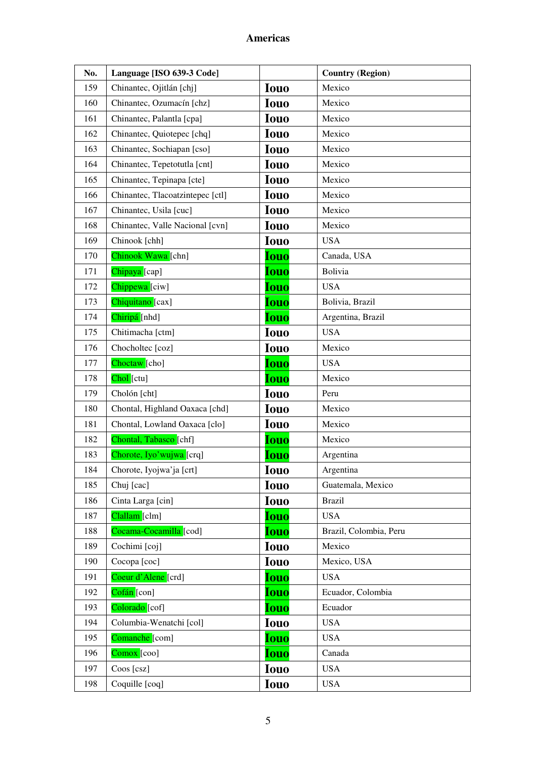# Americas

| No. | Language [ISO 639-3 Code] | | Country (Region) |
|---|---|---|---|
| 159 | Chinantec, Ojitlán [chj] | Iouo | Mexico |
| 160 | Chinantec, Ozumacín [chz] | Iouo | Mexico |
| 161 | Chinantec, Palantla [cpa] | Iouo | Mexico |
| 162 | Chinantec, Quiotepec [chq] | Iouo | Mexico |
| 163 | Chinantec, Sochiapan [cso] | Iouo | Mexico |
| 164 | Chinantec, Tepetotutla [cnt] | Iouo | Mexico |
| 165 | Chinantec, Tepinapa [cte] | Iouo | Mexico |
| 166 | Chinantec, Tlacoatzintepec [ctl] | Iouo | Mexico |
| 167 | Chinantec, Usila [cuc] | Iouo | Mexico |
| 168 | Chinantec, Valle Nacional [cvn] | Iouo | Mexico |
| 169 | Chinook [chh] | Iouo | USA |
| 170 | Chinook Wawa [chn] | Iouo | Canada, USA |
| 171 | Chipaya [cap] | Iouo | Bolivia |
| 172 | Chippewa [ciw] | Iouo | USA |
| 173 | Chiquitano [cax] | Iouo | Bolivia, Brazil |
| 174 | Chiripá [nhd] | Iouo | Argentina, Brazil |
| 175 | Chitimacha [ctm] | Iouo | USA |
| 176 | Chocholtec [coz] | Iouo | Mexico |
| 177 | Choctaw [cho] | Iouo | USA |
| 178 | Chol [ctu] | Iouo | Mexico |
| 179 | Cholón [cht] | Iouo | Peru |
| 180 | Chontal, Highland Oaxaca [chd] | Iouo | Mexico |
| 181 | Chontal, Lowland Oaxaca [clo] | Iouo | Mexico |
| 182 | Chontal, Tabasco [chf] | Iouo | Mexico |
| 183 | Chorote, Iyo'wujwa [crq] | Iouo | Argentina |
| 184 | Chorote, Iyojwa'ja [crt] | Iouo | Argentina |
| 185 | Chuj [cac] | Iouo | Guatemala, Mexico |
| 186 | Cinta Larga [cin] | Iouo | Brazil |
| 187 | Clallam [clm] | Iouo | USA |
| 188 | Cocama-Cocamilla [cod] | Iouo | Brazil, Colombia, Peru |
| 189 | Cochimi [coj] | Iouo | Mexico |
| 190 | Cocopa [coc] | Iouo | Mexico, USA |
| 191 | Coeur d'Alene [crd] | Iouo | USA |
| 192 | Cofán [con] | Iouo | Ecuador, Colombia |
| 193 | Colorado [cof] | Iouo | Ecuador |
| 194 | Columbia-Wenatchi [col] | Iouo | USA |
| 195 | Comanche [com] | Iouo | USA |
| 196 | Comox [coo] | Iouo | Canada |
| 197 | Coos [csz] | Iouo | USA |
| 198 | Coquille [coq] | Iouo | USA |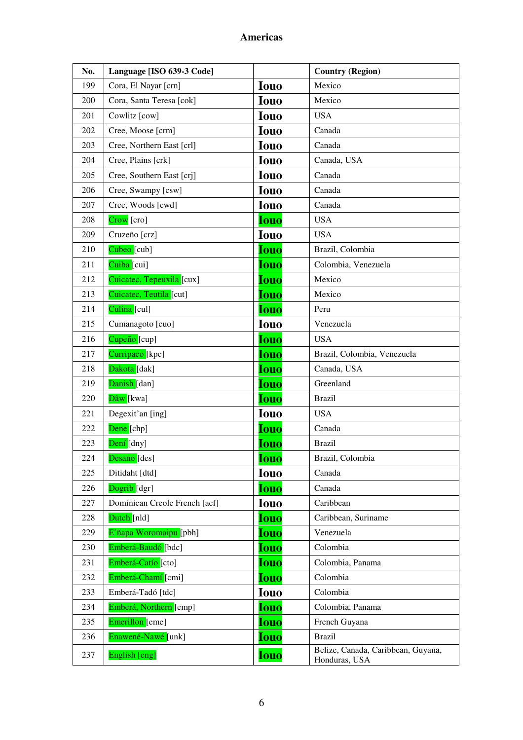# Americas

| No. | Language [ISO 639-3 Code] | | Country (Region) |
|---|---|---|---|
| 199 | Cora, El Nayar [crn] | Iouo | Mexico |
| 200 | Cora, Santa Teresa [cok] | Iouo | Mexico |
| 201 | Cowlitz [cow] | Iouo | USA |
| 202 | Cree, Moose [crm] | Iouo | Canada |
| 203 | Cree, Northern East [crl] | Iouo | Canada |
| 204 | Cree, Plains [crk] | Iouo | Canada, USA |
| 205 | Cree, Southern East [crj] | Iouo | Canada |
| 206 | Cree, Swampy [csw] | Iouo | Canada |
| 207 | Cree, Woods [cwd] | Iouo | Canada |
| 208 | Crow [cro] | Iouo | USA |
| 209 | Cruzeño [crz] | Iouo | USA |
| 210 | Cubeo [cub] | Iouo | Brazil, Colombia |
| 211 | Cuiba [cui] | Iouo | Colombia, Venezuela |
| 212 | Cuicatec, Tepeuxila [cux] | Iouo | Mexico |
| 213 | Cuicatec, Teutila [cut] | Iouo | Mexico |
| 214 | Culina [cul] | Iouo | Peru |
| 215 | Cumanagoto [cuo] | Iouo | Venezuela |
| 216 | Cupeño [cup] | Iouo | USA |
| 217 | Curripaco [kpc] | Iouo | Brazil, Colombia, Venezuela |
| 218 | Dakota [dak] | Iouo | Canada, USA |
| 219 | Danish [dan] | Iouo | Greenland |
| 220 | Dâw [kwa] | Iouo | Brazil |
| 221 | Degexit'an [ing] | Iouo | USA |
| 222 | Dene [chp] | Iouo | Canada |
| 223 | Dení [dny] | Iouo | Brazil |
| 224 | Desano [des] | Iouo | Brazil, Colombia |
| 225 | Ditidaht [dtd] | Iouo | Canada |
| 226 | Dogrib [dgr] | Iouo | Canada |
| 227 | Dominican Creole French [acf] | Iouo | Caribbean |
| 228 | Dutch [nld] | Iouo | Caribbean, Suriname |
| 229 | E'ñapa Woromaipu [pbh] | Iouo | Venezuela |
| 230 | Emberá-Baudó [bdc] | Iouo | Colombia |
| 231 | Emberá-Catío [cto] | Iouo | Colombia, Panama |
| 232 | Emberá-Chamí [cmi] | Iouo | Colombia |
| 233 | Emberá-Tadó [tdc] | Iouo | Colombia |
| 234 | Emberá, Northern [emp] | Iouo | Colombia, Panama |
| 235 | Emerillon [eme] | Iouo | French Guyana |
| 236 | Enawené-Nawé [unk] | Iouo | Brazil |
| 237 | English [eng] | Iouo | Belize, Canada, Caribbean, Guyana, Honduras, USA |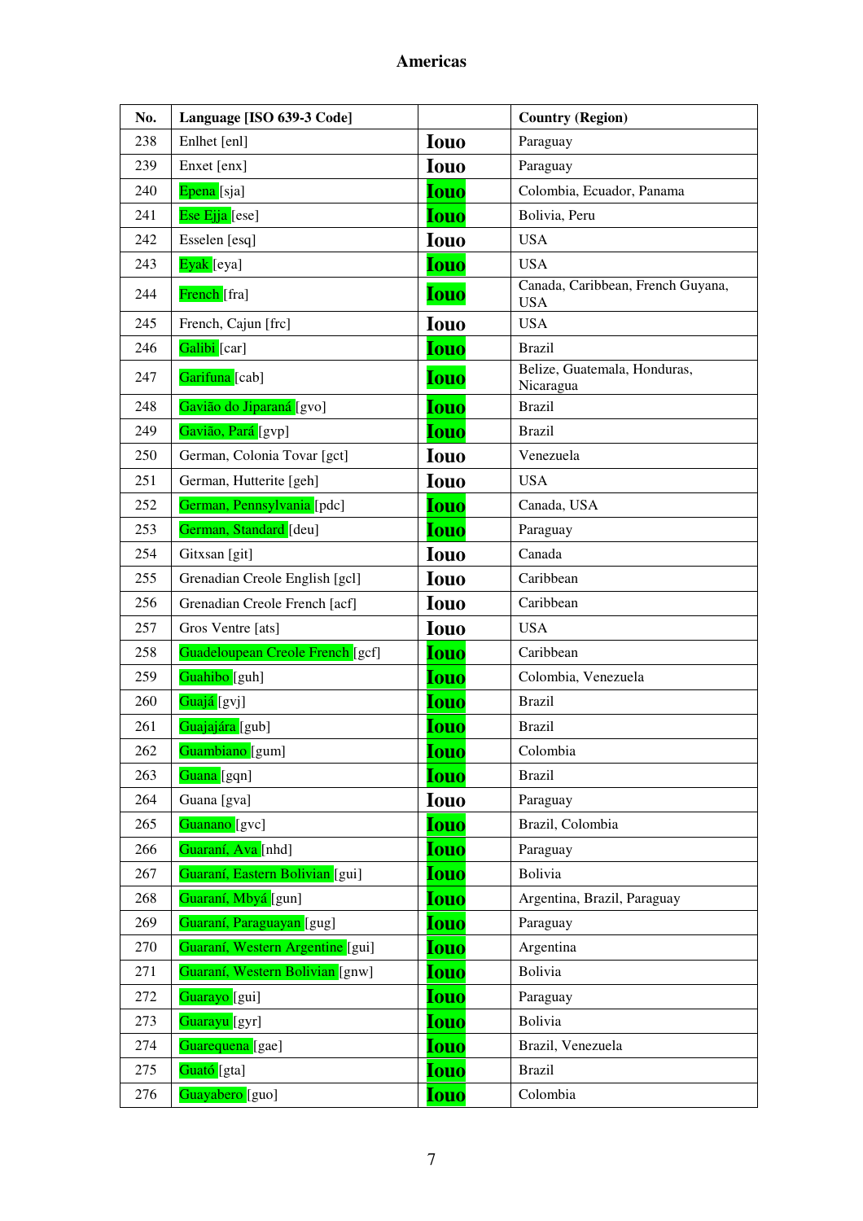## Americas

| No. | Language [ISO 639-3 Code] | | Country (Region) |
|---|---|---|---|
| 238 | Enlhet [enl] | Iouo | Paraguay |
| 239 | Enxet [enx] | Iouo | Paraguay |
| 240 | Epena [sja] | Iouo | Colombia, Ecuador, Panama |
| 241 | Ese Ejja [ese] | Iouo | Bolivia, Peru |
| 242 | Esselen [esq] | Iouo | USA |
| 243 | Eyak [eya] | Iouo | USA |
| 244 | French [fra] | Iouo | Canada, Caribbean, French Guyana, USA |
| 245 | French, Cajun [frc] | Iouo | USA |
| 246 | Galibi [car] | Iouo | Brazil |
| 247 | Garifuna [cab] | Iouo | Belize, Guatemala, Honduras, Nicaragua |
| 248 | Gavião do Jiparaná [gvo] | Iouo | Brazil |
| 249 | Gavião, Pará [gvp] | Iouo | Brazil |
| 250 | German, Colonia Tovar [gct] | Iouo | Venezuela |
| 251 | German, Hutterite [geh] | Iouo | USA |
| 252 | German, Pennsylvania [pdc] | Iouo | Canada, USA |
| 253 | German, Standard [deu] | Iouo | Paraguay |
| 254 | Gitxsan [git] | Iouo | Canada |
| 255 | Grenadian Creole English [gcl] | Iouo | Caribbean |
| 256 | Grenadian Creole French [acf] | Iouo | Caribbean |
| 257 | Gros Ventre [ats] | Iouo | USA |
| 258 | Guadeloupean Creole French [gcf] | Iouo | Caribbean |
| 259 | Guahibo [guh] | Iouo | Colombia, Venezuela |
| 260 | Guajá [gvj] | Iouo | Brazil |
| 261 | Guajajára [gub] | Iouo | Brazil |
| 262 | Guambiano [gum] | Iouo | Colombia |
| 263 | Guana [gqn] | Iouo | Brazil |
| 264 | Guana [gva] | Iouo | Paraguay |
| 265 | Guanano [gvc] | Iouo | Brazil, Colombia |
| 266 | Guaraní, Ava [nhd] | Iouo | Paraguay |
| 267 | Guaraní, Eastern Bolivian [gui] | Iouo | Bolivia |
| 268 | Guaraní, Mbyá [gun] | Iouo | Argentina, Brazil, Paraguay |
| 269 | Guaraní, Paraguayan [gug] | Iouo | Paraguay |
| 270 | Guaraní, Western Argentine [gui] | Iouo | Argentina |
| 271 | Guaraní, Western Bolivian [gnw] | Iouo | Bolivia |
| 272 | Guarayo [gui] | Iouo | Paraguay |
| 273 | Guarayu [gyr] | Iouo | Bolivia |
| 274 | Guarequena [gae] | Iouo | Brazil, Venezuela |
| 275 | Guató [gta] | Iouo | Brazil |
| 276 | Guayabero [guo] | Iouo | Colombia |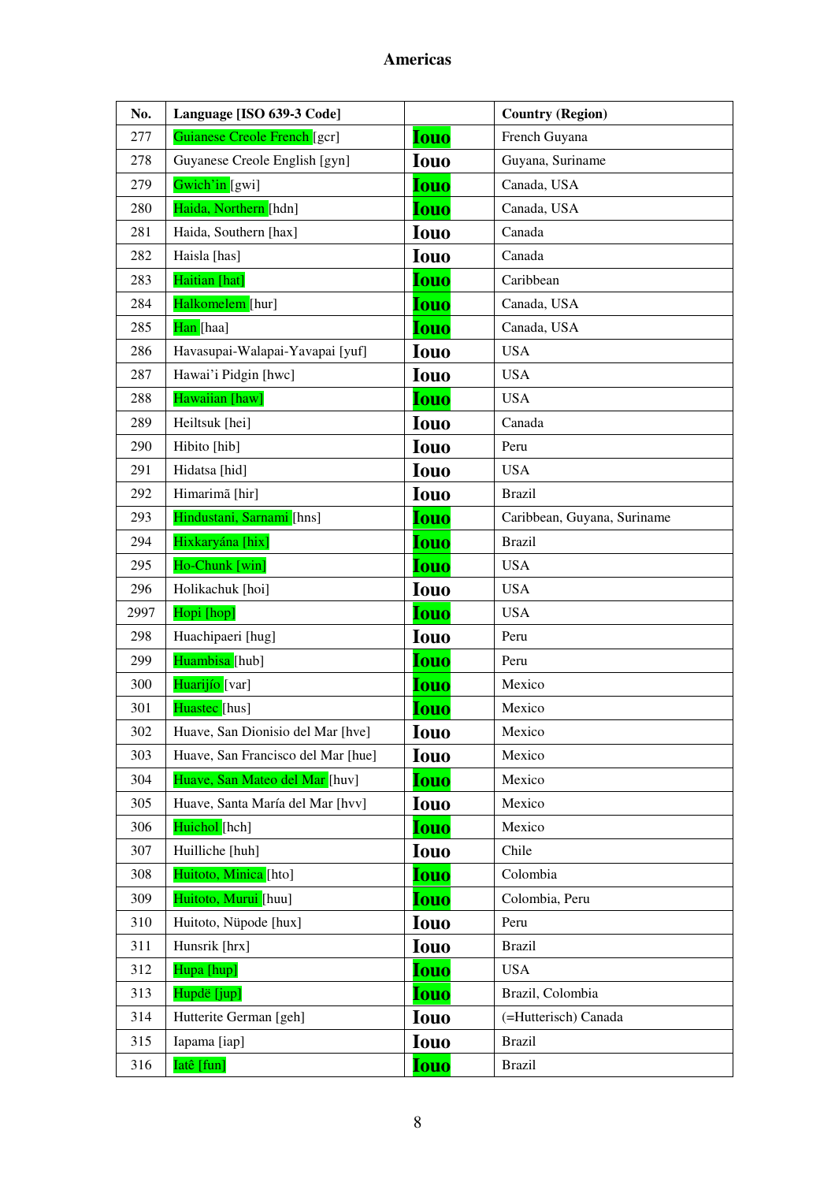# Americas

| No. | Language [ISO 639-3 Code] | | Country (Region) |
|---|---|---|---|
| 277 | Guianese Creole French [gcr] | Iouo | French Guyana |
| 278 | Guyanese Creole English [gyn] | Iouo | Guyana, Suriname |
| 279 | Gwich'in [gwi] | Iouo | Canada, USA |
| 280 | Haida, Northern [hdn] | Iouo | Canada, USA |
| 281 | Haida, Southern [hax] | Iouo | Canada |
| 282 | Haisla [has] | Iouo | Canada |
| 283 | Haitian [hat] | Iouo | Caribbean |
| 284 | Halkomelem [hur] | Iouo | Canada, USA |
| 285 | Han [haa] | Iouo | Canada, USA |
| 286 | Havasupai-Walapai-Yavapai [yuf] | Iouo | USA |
| 287 | Hawai'i Pidgin [hwc] | Iouo | USA |
| 288 | Hawaiian [haw] | Iouo | USA |
| 289 | Heiltsuk [hei] | Iouo | Canada |
| 290 | Hibito [hib] | Iouo | Peru |
| 291 | Hidatsa [hid] | Iouo | USA |
| 292 | Himarimã [hir] | Iouo | Brazil |
| 293 | Hindustani, Sarnami [hns] | Iouo | Caribbean, Guyana, Suriname |
| 294 | Hixkaryána [hix] | Iouo | Brazil |
| 295 | Ho-Chunk [win] | Iouo | USA |
| 296 | Holikachuk [hoi] | Iouo | USA |
| 2997 | Hopi [hop] | Iouo | USA |
| 298 | Huachipaeri [hug] | Iouo | Peru |
| 299 | Huambisa [hub] | Iouo | Peru |
| 300 | Huarijío [var] | Iouo | Mexico |
| 301 | Huastec [hus] | Iouo | Mexico |
| 302 | Huave, San Dionisio del Mar [hve] | Iouo | Mexico |
| 303 | Huave, San Francisco del Mar [hue] | Iouo | Mexico |
| 304 | Huave, San Mateo del Mar [huv] | Iouo | Mexico |
| 305 | Huave, Santa María del Mar [hvv] | Iouo | Mexico |
| 306 | Huichol [hch] | Iouo | Mexico |
| 307 | Huilliche [huh] | Iouo | Chile |
| 308 | Huitoto, Minica [hto] | Iouo | Colombia |
| 309 | Huitoto, Murui [huu] | Iouo | Colombia, Peru |
| 310 | Huitoto, Nüpode [hux] | Iouo | Peru |
| 311 | Hunsrik [hrx] | Iouo | Brazil |
| 312 | Hupa [hup] | Iouo | USA |
| 313 | Hupdë [jup] | Iouo | Brazil, Colombia |
| 314 | Hutterite German [geh] | Iouo | (=Hutterisch) Canada |
| 315 | Iapama [iap] | Iouo | Brazil |
| 316 | Iatê [fun] | Iouo | Brazil |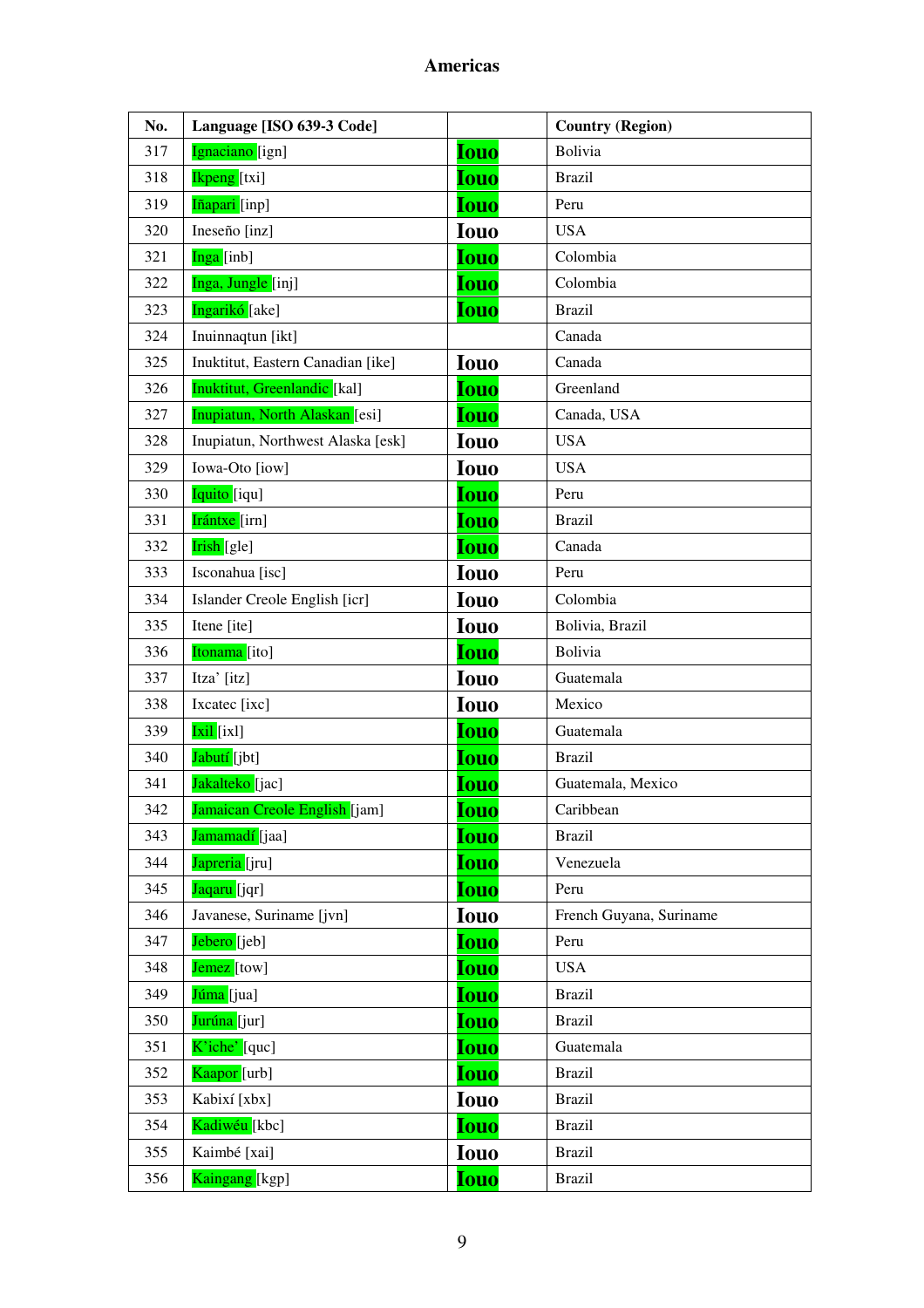## Americas

| No. | Language [ISO 639-3 Code] | | Country (Region) |
|---|---|---|---|
| 317 | Ignaciano [ign] | Iouo | Bolivia |
| 318 | Ikpeng [txi] | Iouo | Brazil |
| 319 | Iñapari [inp] | Iouo | Peru |
| 320 | Ineseño [inz] | Iouo | USA |
| 321 | Inga [inb] | Iouo | Colombia |
| 322 | Inga, Jungle [inj] | Iouo | Colombia |
| 323 | Ingarikó [ake] | Iouo | Brazil |
| 324 | Inuinnaqtun [ikt] | | Canada |
| 325 | Inuktitut, Eastern Canadian [ike] | Iouo | Canada |
| 326 | Inuktitut, Greenlandic [kal] | Iouo | Greenland |
| 327 | Inupiatun, North Alaskan [esi] | Iouo | Canada, USA |
| 328 | Inupiatun, Northwest Alaska [esk] | Iouo | USA |
| 329 | Iowa-Oto [iow] | Iouo | USA |
| 330 | Iquito [iqu] | Iouo | Peru |
| 331 | Irántxe [irn] | Iouo | Brazil |
| 332 | Irish [gle] | Iouo | Canada |
| 333 | Isconahua [isc] | Iouo | Peru |
| 334 | Islander Creole English [icr] | Iouo | Colombia |
| 335 | Itene [ite] | Iouo | Bolivia, Brazil |
| 336 | Itonama [ito] | Iouo | Bolivia |
| 337 | Itza' [itz] | Iouo | Guatemala |
| 338 | Ixcatec [ixc] | Iouo | Mexico |
| 339 | Ixil [ixl] | Iouo | Guatemala |
| 340 | Jabutí [jbt] | Iouo | Brazil |
| 341 | Jakalteko [jac] | Iouo | Guatemala, Mexico |
| 342 | Jamaican Creole English [jam] | Iouo | Caribbean |
| 343 | Jamamadí [jaa] | Iouo | Brazil |
| 344 | Japreria [jru] | Iouo | Venezuela |
| 345 | Jaqaru [jqr] | Iouo | Peru |
| 346 | Javanese, Suriname [jvn] | Iouo | French Guyana, Suriname |
| 347 | Jebero [jeb] | Iouo | Peru |
| 348 | Jemez [tow] | Iouo | USA |
| 349 | Júma [jua] | Iouo | Brazil |
| 350 | Jurúna [jur] | Iouo | Brazil |
| 351 | K'iche' [quc] | Iouo | Guatemala |
| 352 | Kaapor [urb] | Iouo | Brazil |
| 353 | Kabixí [xbx] | Iouo | Brazil |
| 354 | Kadiwéu [kbc] | Iouo | Brazil |
| 355 | Kaimbé [xai] | Iouo | Brazil |
| 356 | Kaingang [kgp] | Iouo | Brazil |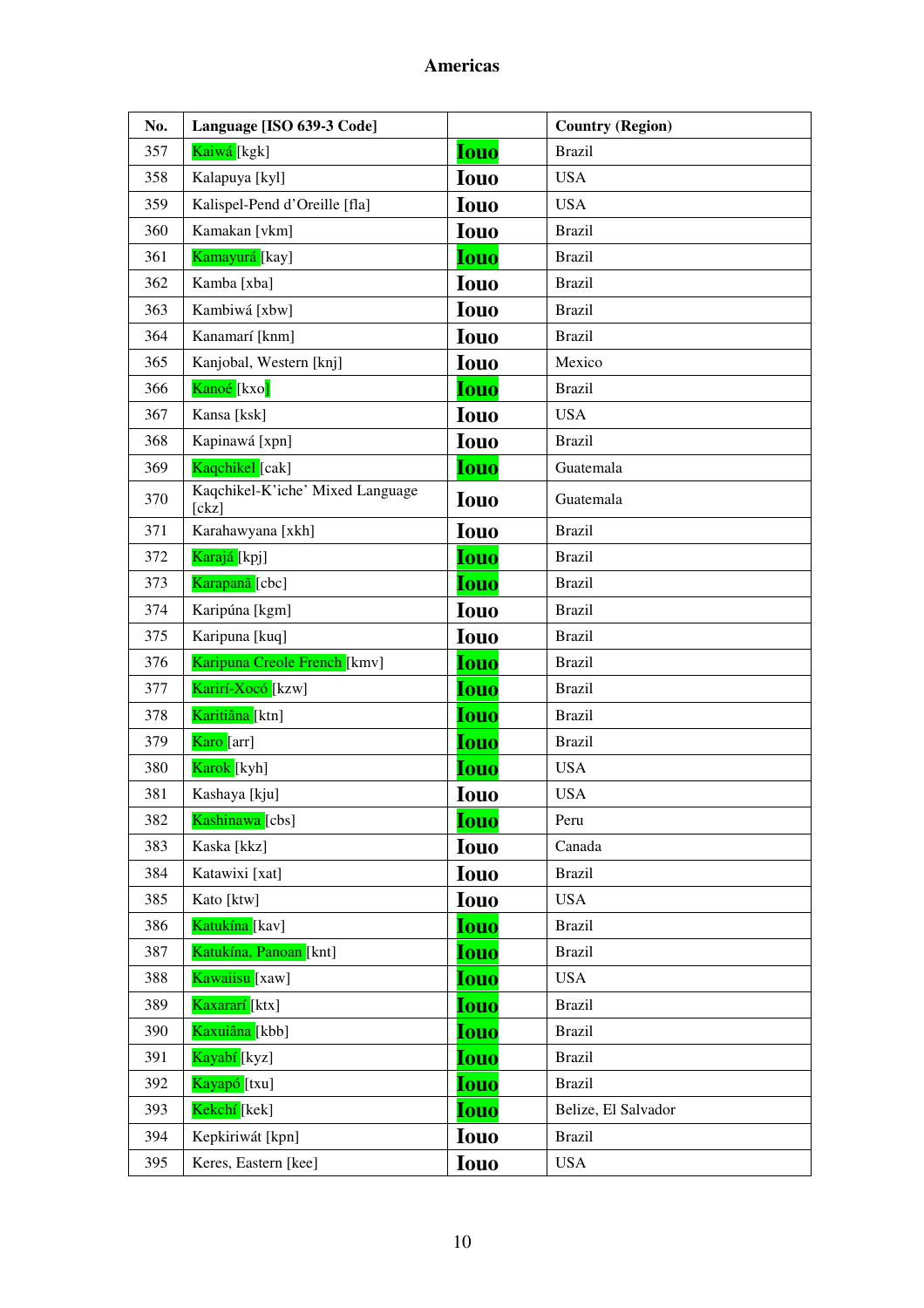# Americas

| No. | Language [ISO 639-3 Code] | | Country (Region) |
|---|---|---|---|
| 357 | Kaiwá [kgk] | Iouo | Brazil |
| 358 | Kalapuya [kyl] | Iouo | USA |
| 359 | Kalispel-Pend d'Oreille [fla] | Iouo | USA |
| 360 | Kamakan [vkm] | Iouo | Brazil |
| 361 | Kamayurá [kay] | Iouo | Brazil |
| 362 | Kamba [xba] | Iouo | Brazil |
| 363 | Kambiwá [xbw] | Iouo | Brazil |
| 364 | Kanamarí [knm] | Iouo | Brazil |
| 365 | Kanjobal, Western [knj] | Iouo | Mexico |
| 366 | Kanoé [kxo] | Iouo | Brazil |
| 367 | Kansa [ksk] | Iouo | USA |
| 368 | Kapinawá [xpn] | Iouo | Brazil |
| 369 | Kaqchikel [cak] | Iouo | Guatemala |
| 370 | Kaqchikel-K'iche' Mixed Language [ckz] | Iouo | Guatemala |
| 371 | Karahawyana [xkh] | Iouo | Brazil |
| 372 | Karajá [kpj] | Iouo | Brazil |
| 373 | Karapanã [cbc] | Iouo | Brazil |
| 374 | Karipúna [kgm] | Iouo | Brazil |
| 375 | Karipuna [kuq] | Iouo | Brazil |
| 376 | Karipuna Creole French [kmv] | Iouo | Brazil |
| 377 | Karirí-Xocó [kzw] | Iouo | Brazil |
| 378 | Karitiâna [ktn] | Iouo | Brazil |
| 379 | Karo [arr] | Iouo | Brazil |
| 380 | Karok [kyh] | Iouo | USA |
| 381 | Kashaya [kju] | Iouo | USA |
| 382 | Kashinawa [cbs] | Iouo | Peru |
| 383 | Kaska [kkz] | Iouo | Canada |
| 384 | Katawixi [xat] | Iouo | Brazil |
| 385 | Kato [ktw] | Iouo | USA |
| 386 | Katukína [kav] | Iouo | Brazil |
| 387 | Katukína, Panoan [knt] | Iouo | Brazil |
| 388 | Kawaiisu [xaw] | Iouo | USA |
| 389 | Kaxararí [ktx] | Iouo | Brazil |
| 390 | Kaxuiâna [kbb] | Iouo | Brazil |
| 391 | Kayabí [kyz] | Iouo | Brazil |
| 392 | Kayapó [txu] | Iouo | Brazil |
| 393 | Kekchí [kek] | Iouo | Belize, El Salvador |
| 394 | Kepkiriwát [kpn] | Iouo | Brazil |
| 395 | Keres, Eastern [kee] | Iouo | USA |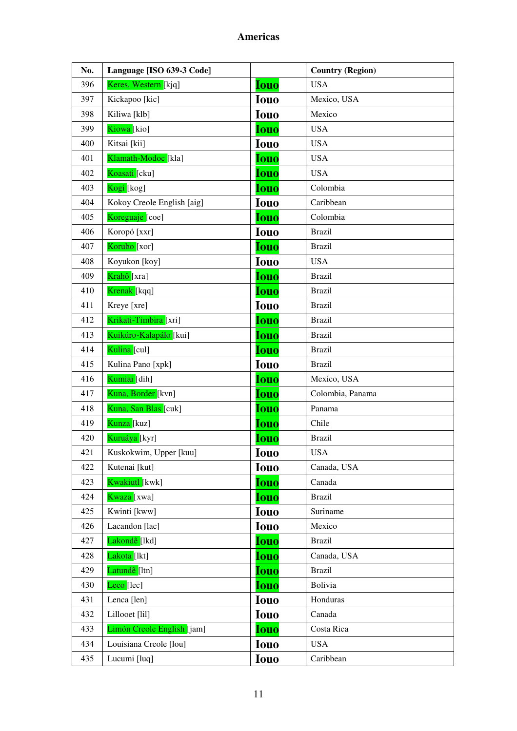# Americas

| No. | Language [ISO 639-3 Code] | | Country (Region) |
|---|---|---|---|
| 396 | Keres, Western [kjq] | Iouo | USA |
| 397 | Kickapoo [kic] | Iouo | Mexico, USA |
| 398 | Kiliwa [klb] | Iouo | Mexico |
| 399 | Kiowa [kio] | Iouo | USA |
| 400 | Kitsai [kii] | Iouo | USA |
| 401 | Klamath-Modoc [kla] | Iouo | USA |
| 402 | Koasati [cku] | Iouo | USA |
| 403 | Kogi [kog] | Iouo | Colombia |
| 404 | Kokoy Creole English [aig] | Iouo | Caribbean |
| 405 | Koreguaje [coe] | Iouo | Colombia |
| 406 | Koropó [xxr] | Iouo | Brazil |
| 407 | Korubo [xor] | Iouo | Brazil |
| 408 | Koyukon [koy] | Iouo | USA |
| 409 | Krahô [xra] | Iouo | Brazil |
| 410 | Krenak [kqq] | Iouo | Brazil |
| 411 | Kreye [xre] | Iouo | Brazil |
| 412 | Krikati-Timbira [xri] | Iouo | Brazil |
| 413 | Kuikúro-Kalapálo [kui] | Iouo | Brazil |
| 414 | Kulina [cul] | Iouo | Brazil |
| 415 | Kulina Pano [xpk] | Iouo | Brazil |
| 416 | Kumiai [dih] | Iouo | Mexico, USA |
| 417 | Kuna, Border [kvn] | Iouo | Colombia, Panama |
| 418 | Kuna, San Blas [cuk] | Iouo | Panama |
| 419 | Kunza [kuz] | Iouo | Chile |
| 420 | Kuruáya [kyr] | Iouo | Brazil |
| 421 | Kuskokwim, Upper [kuu] | Iouo | USA |
| 422 | Kutenai [kut] | Iouo | Canada, USA |
| 423 | Kwakiutl [kwk] | Iouo | Canada |
| 424 | Kwaza [xwa] | Iouo | Brazil |
| 425 | Kwinti [kww] | Iouo | Suriname |
| 426 | Lacandon [lac] | Iouo | Mexico |
| 427 | Lakondê [lkd] | Iouo | Brazil |
| 428 | Lakota [lkt] | Iouo | Canada, USA |
| 429 | Latundê [ltn] | Iouo | Brazil |
| 430 | Leco [lec] | Iouo | Bolivia |
| 431 | Lenca [len] | Iouo | Honduras |
| 432 | Lillooet [lil] | Iouo | Canada |
| 433 | Limón Creole English [jam] | Iouo | Costa Rica |
| 434 | Louisiana Creole [lou] | Iouo | USA |
| 435 | Lucumi [luq] | Iouo | Caribbean |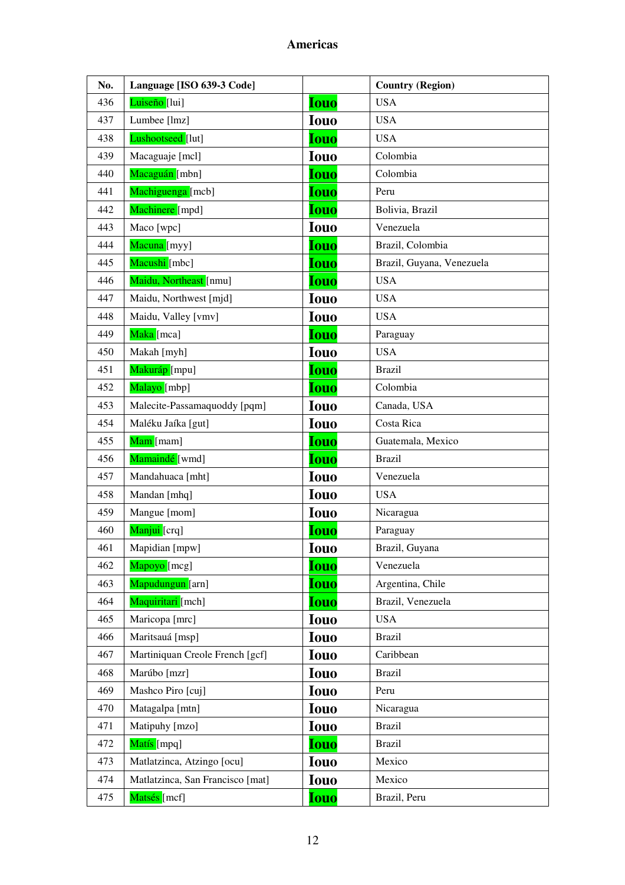# Americas

| No. | Language [ISO 639-3 Code] | | Country (Region) |
|---|---|---|---|
| 436 | Luiseño [lui] | Iouo | USA |
| 437 | Lumbee [lmz] | Iouo | USA |
| 438 | Lushootseed [lut] | Iouo | USA |
| 439 | Macaguaje [mcl] | Iouo | Colombia |
| 440 | Macaguán [mbn] | Iouo | Colombia |
| 441 | Machiguenga [mcb] | Iouo | Peru |
| 442 | Machinere [mpd] | Iouo | Bolivia, Brazil |
| 443 | Maco [wpc] | Iouo | Venezuela |
| 444 | Macuna [myy] | Iouo | Brazil, Colombia |
| 445 | Macushi [mbc] | Iouo | Brazil, Guyana, Venezuela |
| 446 | Maidu, Northeast [nmu] | Iouo | USA |
| 447 | Maidu, Northwest [mjd] | Iouo | USA |
| 448 | Maidu, Valley [vmv] | Iouo | USA |
| 449 | Maka [mca] | Iouo | Paraguay |
| 450 | Makah [myh] | Iouo | USA |
| 451 | Makuráp [mpu] | Iouo | Brazil |
| 452 | Malayo [mbp] | Iouo | Colombia |
| 453 | Malecite-Passamaquoddy [pqm] | Iouo | Canada, USA |
| 454 | Maléku Jaíka [gut] | Iouo | Costa Rica |
| 455 | Mam [mam] | Iouo | Guatemala, Mexico |
| 456 | Mamaindé [wmd] | Iouo | Brazil |
| 457 | Mandahuaca [mht] | Iouo | Venezuela |
| 458 | Mandan [mhq] | Iouo | USA |
| 459 | Mangue [mom] | Iouo | Nicaragua |
| 460 | Manjui [crq] | Iouo | Paraguay |
| 461 | Mapidian [mpw] | Iouo | Brazil, Guyana |
| 462 | Mapoyo [mcg] | Iouo | Venezuela |
| 463 | Mapudungun [arn] | Iouo | Argentina, Chile |
| 464 | Maquiritari [mch] | Iouo | Brazil, Venezuela |
| 465 | Maricopa [mrc] | Iouo | USA |
| 466 | Maritsauá [msp] | Iouo | Brazil |
| 467 | Martiniquan Creole French [gcf] | Iouo | Caribbean |
| 468 | Marúbo [mzr] | Iouo | Brazil |
| 469 | Mashco Piro [cuj] | Iouo | Peru |
| 470 | Matagalpa [mtn] | Iouo | Nicaragua |
| 471 | Matipuhy [mzo] | Iouo | Brazil |
| 472 | Matís [mpq] | Iouo | Brazil |
| 473 | Matlatzinca, Atzingo [ocu] | Iouo | Mexico |
| 474 | Matlatzinca, San Francisco [mat] | Iouo | Mexico |
| 475 | Matsés [mcf] | Iouo | Brazil, Peru |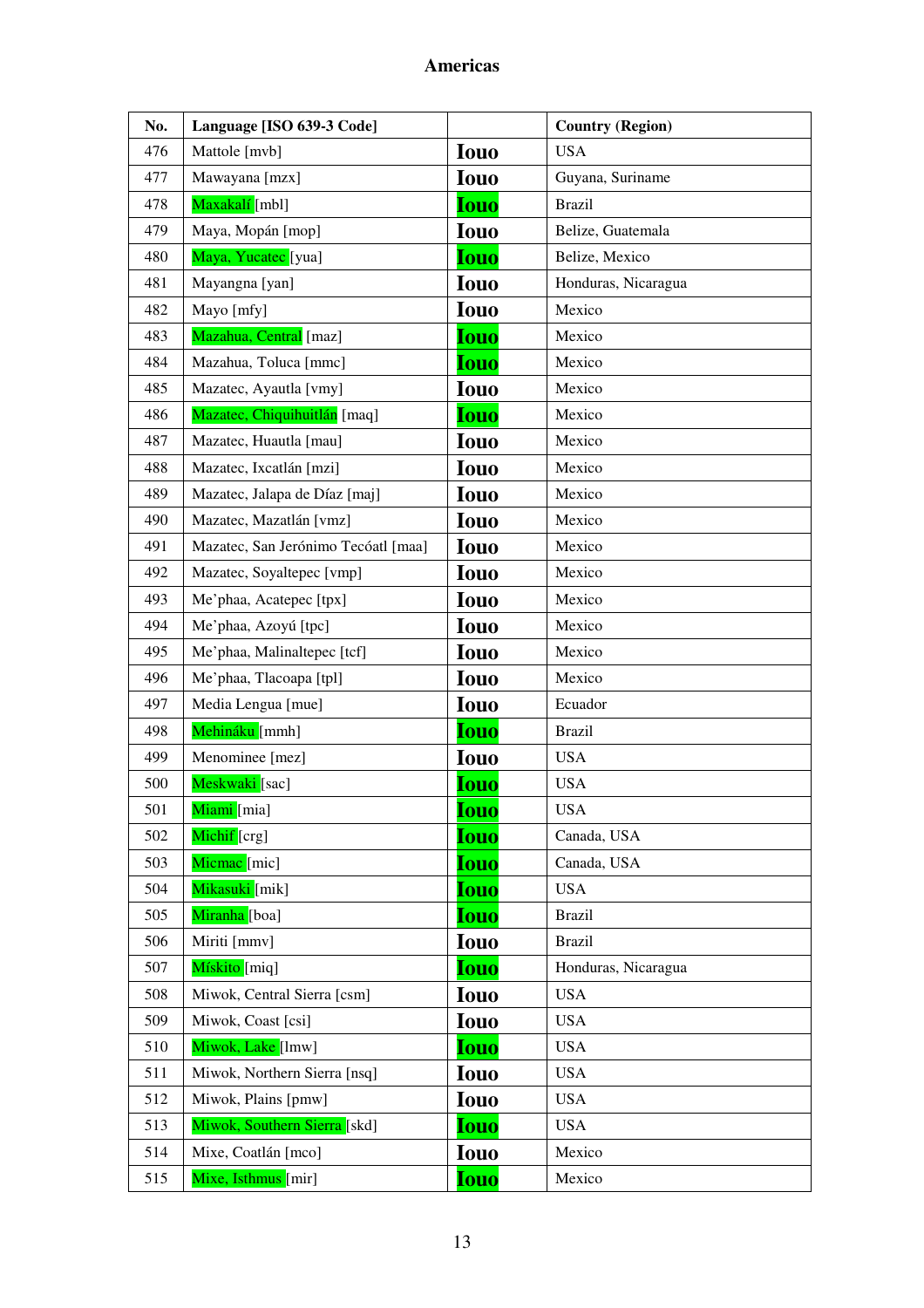# Americas

| No. | Language [ISO 639-3 Code] |  | Country (Region) |
|---|---|---|---|
| 476 | Mattole [mvb] | Iouo | USA |
| 477 | Mawayana [mzx] | Iouo | Guyana, Suriname |
| 478 | Maxakalí [mbl] | Iouo | Brazil |
| 479 | Maya, Mopán [mop] | Iouo | Belize, Guatemala |
| 480 | Maya, Yucatec [yua] | Iouo | Belize, Mexico |
| 481 | Mayangna [yan] | Iouo | Honduras, Nicaragua |
| 482 | Mayo [mfy] | Iouo | Mexico |
| 483 | Mazahua, Central [maz] | Iouo | Mexico |
| 484 | Mazahua, Toluca [mmc] | Iouo | Mexico |
| 485 | Mazatec, Ayautla [vmy] | Iouo | Mexico |
| 486 | Mazatec, Chiquihuitlán [maq] | Iouo | Mexico |
| 487 | Mazatec, Huautla [mau] | Iouo | Mexico |
| 488 | Mazatec, Ixcatlán [mzi] | Iouo | Mexico |
| 489 | Mazatec, Jalapa de Díaz [maj] | Iouo | Mexico |
| 490 | Mazatec, Mazatlán [vmz] | Iouo | Mexico |
| 491 | Mazatec, San Jerónimo Tecóatl [maa] | Iouo | Mexico |
| 492 | Mazatec, Soyaltepec [vmp] | Iouo | Mexico |
| 493 | Me'phaa, Acatepec [tpx] | Iouo | Mexico |
| 494 | Me'phaa, Azoyú [tpc] | Iouo | Mexico |
| 495 | Me'phaa, Malinaltepec [tcf] | Iouo | Mexico |
| 496 | Me'phaa, Tlacoapa [tpl] | Iouo | Mexico |
| 497 | Media Lengua [mue] | Iouo | Ecuador |
| 498 | Mehináku [mmh] | Iouo | Brazil |
| 499 | Menominee [mez] | Iouo | USA |
| 500 | Meskwaki [sac] | Iouo | USA |
| 501 | Miami [mia] | Iouo | USA |
| 502 | Michif [crg] | Iouo | Canada, USA |
| 503 | Micmac [mic] | Iouo | Canada, USA |
| 504 | Mikasuki [mik] | Iouo | USA |
| 505 | Miranha [boa] | Iouo | Brazil |
| 506 | Miriti [mmv] | Iouo | Brazil |
| 507 | Mískito [miq] | Iouo | Honduras, Nicaragua |
| 508 | Miwok, Central Sierra [csm] | Iouo | USA |
| 509 | Miwok, Coast [csi] | Iouo | USA |
| 510 | Miwok, Lake [lmw] | Iouo | USA |
| 511 | Miwok, Northern Sierra [nsq] | Iouo | USA |
| 512 | Miwok, Plains [pmw] | Iouo | USA |
| 513 | Miwok, Southern Sierra [skd] | Iouo | USA |
| 514 | Mixe, Coatlán [mco] | Iouo | Mexico |
| 515 | Mixe, Isthmus [mir] | Iouo | Mexico |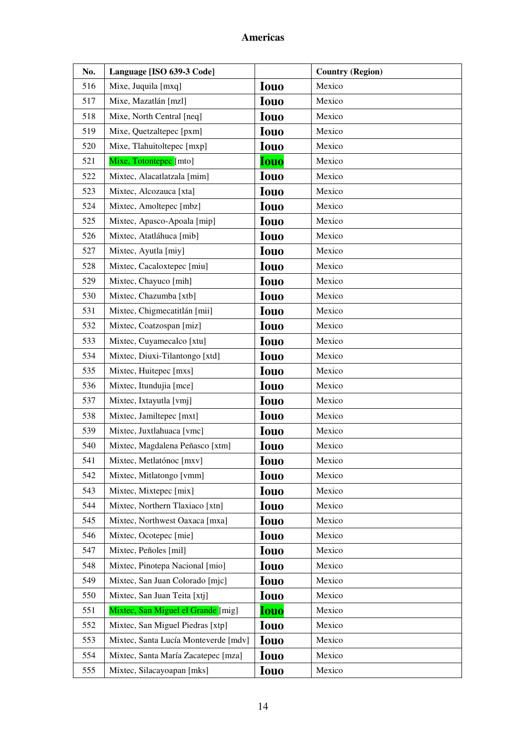# Americas

| No. | Language [ISO 639-3 Code] | | Country (Region) |
|---|---|---|---|
| 516 | Mixe, Juquila [mxq] | **Iouo** | Mexico |
| 517 | Mixe, Mazatlán [mzl] | **Iouo** | Mexico |
| 518 | Mixe, North Central [neq] | **Iouo** | Mexico |
| 519 | Mixe, Quetzaltepec [pxm] | **Iouo** | Mexico |
| 520 | Mixe, Tlahuitoltepec [mxp] | **Iouo** | Mexico |
| 521 | Mixe, Totontepec [mto] | **Iouo** | Mexico |
| 522 | Mixtec, Alacatlatzala [mim] | **Iouo** | Mexico |
| 523 | Mixtec, Alcozauca [xta] | **Iouo** | Mexico |
| 524 | Mixtec, Amoltepec [mbz] | **Iouo** | Mexico |
| 525 | Mixtec, Apasco-Apoala [mip] | **Iouo** | Mexico |
| 526 | Mixtec, Atatláhuca [mib] | **Iouo** | Mexico |
| 527 | Mixtec, Ayutla [miy] | **Iouo** | Mexico |
| 528 | Mixtec, Cacaloxtepec [miu] | **Iouo** | Mexico |
| 529 | Mixtec, Chayuco [mih] | **Iouo** | Mexico |
| 530 | Mixtec, Chazumba [xtb] | **Iouo** | Mexico |
| 531 | Mixtec, Chigmecatitlán [mii] | **Iouo** | Mexico |
| 532 | Mixtec, Coatzospan [miz] | **Iouo** | Mexico |
| 533 | Mixtec, Cuyamecalco [xtu] | **Iouo** | Mexico |
| 534 | Mixtec, Diuxi-Tilantongo [xtd] | **Iouo** | Mexico |
| 535 | Mixtec, Huitepec [mxs] | **Iouo** | Mexico |
| 536 | Mixtec, Itundujia [mce] | **Iouo** | Mexico |
| 537 | Mixtec, Ixtayutla [vmj] | **Iouo** | Mexico |
| 538 | Mixtec, Jamiltepec [mxt] | **Iouo** | Mexico |
| 539 | Mixtec, Juxtlahuaca [vmc] | **Iouo** | Mexico |
| 540 | Mixtec, Magdalena Peñasco [xtm] | **Iouo** | Mexico |
| 541 | Mixtec, Metlatónoc [mxv] | **Iouo** | Mexico |
| 542 | Mixtec, Mitlatongo [vmm] | **Iouo** | Mexico |
| 543 | Mixtec, Mixtepec [mix] | **Iouo** | Mexico |
| 544 | Mixtec, Northern Tlaxiaco [xtn] | **Iouo** | Mexico |
| 545 | Mixtec, Northwest Oaxaca [mxa] | **Iouo** | Mexico |
| 546 | Mixtec, Ocotepec [mie] | **Iouo** | Mexico |
| 547 | Mixtec, Peñoles [mil] | **Iouo** | Mexico |
| 548 | Mixtec, Pinotepa Nacional [mio] | **Iouo** | Mexico |
| 549 | Mixtec, San Juan Colorado [mjc] | **Iouo** | Mexico |
| 550 | Mixtec, San Juan Teita [xtj] | **Iouo** | Mexico |
| 551 | Mixtec, San Miguel el Grande [mig] | **Iouo** | Mexico |
| 552 | Mixtec, San Miguel Piedras [xtp] | **Iouo** | Mexico |
| 553 | Mixtec, Santa Lucía Monteverde [mdv] | **Iouo** | Mexico |
| 554 | Mixtec, Santa María Zacatepec [mza] | **Iouo** | Mexico |
| 555 | Mixtec, Silacayoapan [mks] | **Iouo** | Mexico |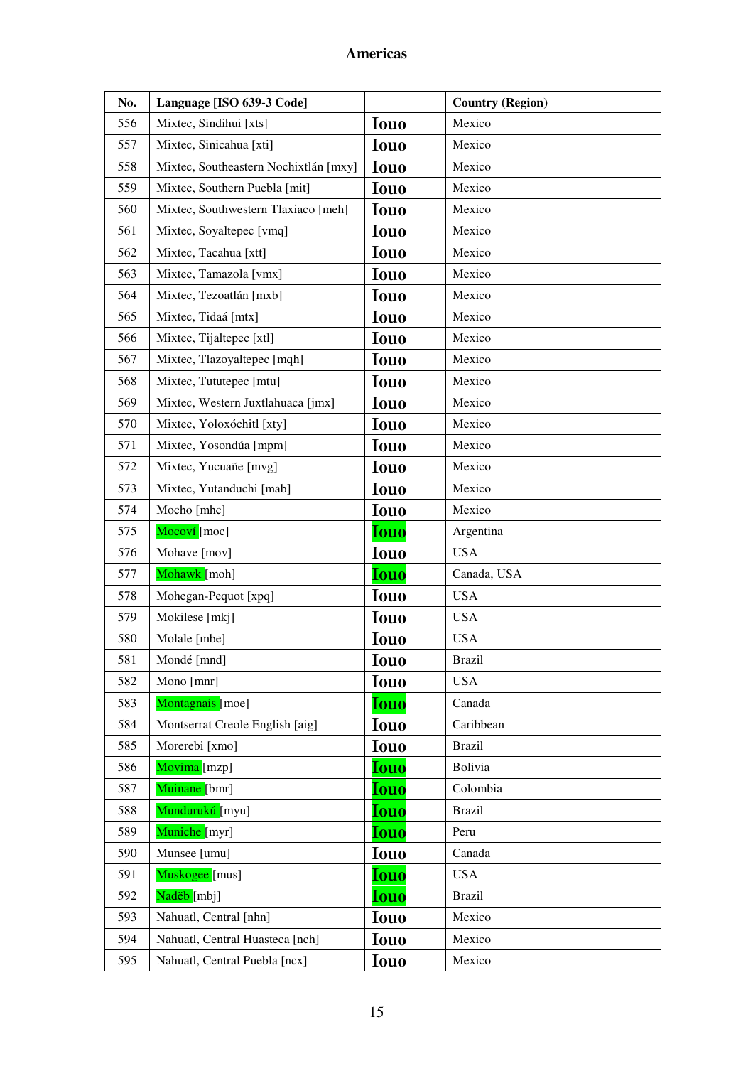## Americas

| No. | Language [ISO 639-3 Code] | | Country (Region) |
|---|---|---|---|
| 556 | Mixtec, Sindihui [xts] | **Iouo** | Mexico |
| 557 | Mixtec, Sinicahua [xti] | **Iouo** | Mexico |
| 558 | Mixtec, Southeastern Nochixtlán [mxy] | **Iouo** | Mexico |
| 559 | Mixtec, Southern Puebla [mit] | **Iouo** | Mexico |
| 560 | Mixtec, Southwestern Tlaxiaco [meh] | **Iouo** | Mexico |
| 561 | Mixtec, Soyaltepec [vmq] | **Iouo** | Mexico |
| 562 | Mixtec, Tacahua [xtt] | **Iouo** | Mexico |
| 563 | Mixtec, Tamazola [vmx] | **Iouo** | Mexico |
| 564 | Mixtec, Tezoatlán [mxb] | **Iouo** | Mexico |
| 565 | Mixtec, Tidaá [mtx] | **Iouo** | Mexico |
| 566 | Mixtec, Tijaltepec [xtl] | **Iouo** | Mexico |
| 567 | Mixtec, Tlazoyaltepec [mqh] | **Iouo** | Mexico |
| 568 | Mixtec, Tututepec [mtu] | **Iouo** | Mexico |
| 569 | Mixtec, Western Juxtlahuaca [jmx] | **Iouo** | Mexico |
| 570 | Mixtec, Yoloxóchitl [xty] | **Iouo** | Mexico |
| 571 | Mixtec, Yosondúa [mpm] | **Iouo** | Mexico |
| 572 | Mixtec, Yucuañe [mvg] | **Iouo** | Mexico |
| 573 | Mixtec, Yutanduchi [mab] | **Iouo** | Mexico |
| 574 | Mocho [mhc] | **Iouo** | Mexico |
| 575 | Mocoví [moc] | **Iouo** | Argentina |
| 576 | Mohave [mov] | **Iouo** | USA |
| 577 | Mohawk [moh] | **Iouo** | Canada, USA |
| 578 | Mohegan-Pequot [xpq] | **Iouo** | USA |
| 579 | Mokilese [mkj] | **Iouo** | USA |
| 580 | Molale [mbe] | **Iouo** | USA |
| 581 | Mondé [mnd] | **Iouo** | Brazil |
| 582 | Mono [mnr] | **Iouo** | USA |
| 583 | Montagnais [moe] | **Iouo** | Canada |
| 584 | Montserrat Creole English [aig] | **Iouo** | Caribbean |
| 585 | Morerebi [xmo] | **Iouo** | Brazil |
| 586 | Movima [mzp] | **Iouo** | Bolivia |
| 587 | Muinane [bmr] | **Iouo** | Colombia |
| 588 | Mundurukú [myu] | **Iouo** | Brazil |
| 589 | Muniche [myr] | **Iouo** | Peru |
| 590 | Munsee [umu] | **Iouo** | Canada |
| 591 | Muskogee [mus] | **Iouo** | USA |
| 592 | Nadëb [mbj] | **Iouo** | Brazil |
| 593 | Nahuatl, Central [nhn] | **Iouo** | Mexico |
| 594 | Nahuatl, Central Huasteca [nch] | **Iouo** | Mexico |
| 595 | Nahuatl, Central Puebla [ncx] | **Iouo** | Mexico |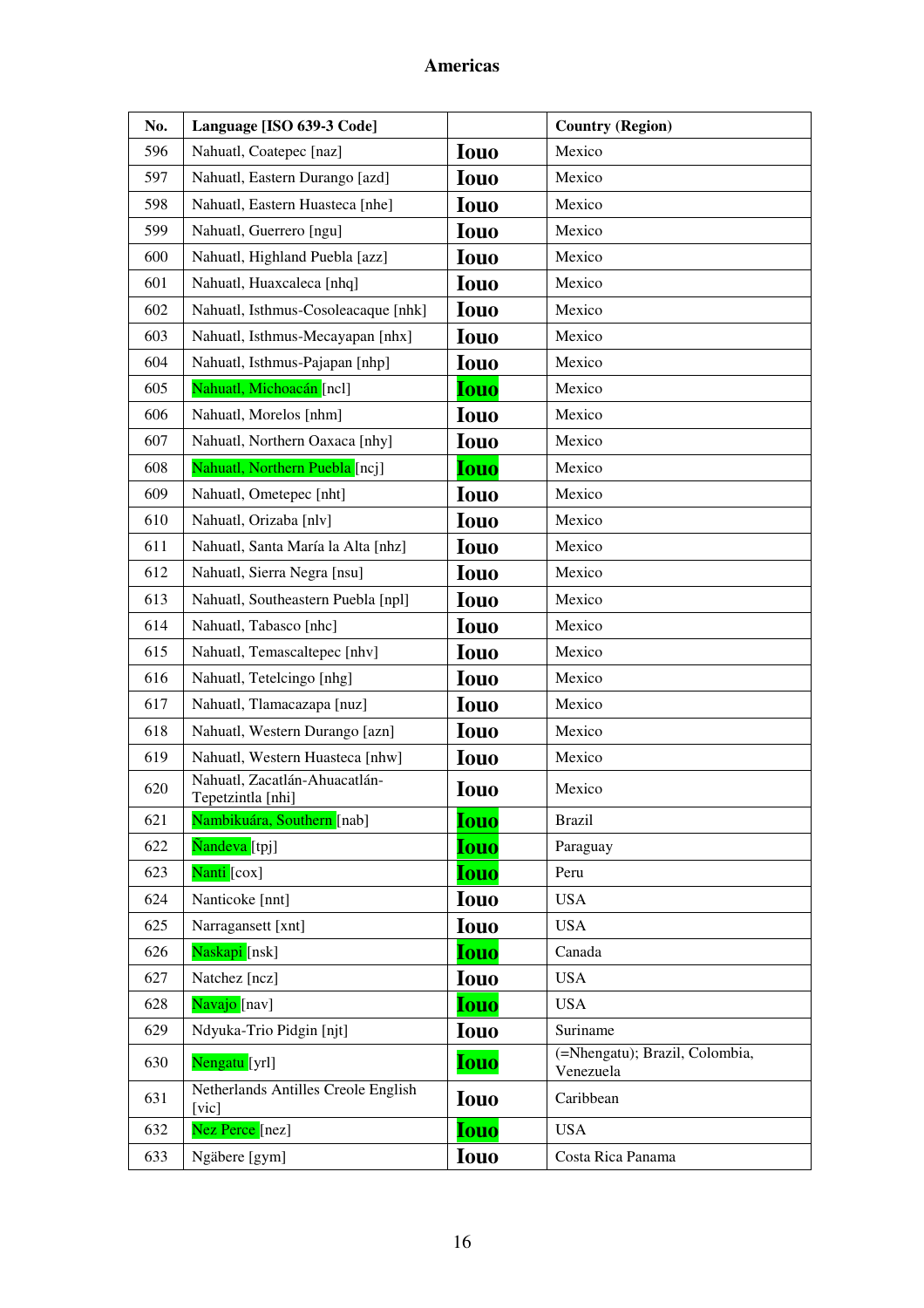## Americas

| No. | Language [ISO 639-3 Code] | | Country (Region) |
|---|---|---|---|
| 596 | Nahuatl, Coatepec [naz] | Iouo | Mexico |
| 597 | Nahuatl, Eastern Durango [azd] | Iouo | Mexico |
| 598 | Nahuatl, Eastern Huasteca [nhe] | Iouo | Mexico |
| 599 | Nahuatl, Guerrero [ngu] | Iouo | Mexico |
| 600 | Nahuatl, Highland Puebla [azz] | Iouo | Mexico |
| 601 | Nahuatl, Huaxcaleca [nhq] | Iouo | Mexico |
| 602 | Nahuatl, Isthmus-Cosoleacaque [nhk] | Iouo | Mexico |
| 603 | Nahuatl, Isthmus-Mecayapan [nhx] | Iouo | Mexico |
| 604 | Nahuatl, Isthmus-Pajapan [nhp] | Iouo | Mexico |
| 605 | Nahuatl, Michoacán [ncl] | Iouo | Mexico |
| 606 | Nahuatl, Morelos [nhm] | Iouo | Mexico |
| 607 | Nahuatl, Northern Oaxaca [nhy] | Iouo | Mexico |
| 608 | Nahuatl, Northern Puebla [ncj] | Iouo | Mexico |
| 609 | Nahuatl, Ometepec [nht] | Iouo | Mexico |
| 610 | Nahuatl, Orizaba [nlv] | Iouo | Mexico |
| 611 | Nahuatl, Santa María la Alta [nhz] | Iouo | Mexico |
| 612 | Nahuatl, Sierra Negra [nsu] | Iouo | Mexico |
| 613 | Nahuatl, Southeastern Puebla [npl] | Iouo | Mexico |
| 614 | Nahuatl, Tabasco [nhc] | Iouo | Mexico |
| 615 | Nahuatl, Temascaltepec [nhv] | Iouo | Mexico |
| 616 | Nahuatl, Tetelcingo [nhg] | Iouo | Mexico |
| 617 | Nahuatl, Tlamacazapa [nuz] | Iouo | Mexico |
| 618 | Nahuatl, Western Durango [azn] | Iouo | Mexico |
| 619 | Nahuatl, Western Huasteca [nhw] | Iouo | Mexico |
| 620 | Nahuatl, Zacatlán-Ahuacatlán-Tepetzintla [nhi] | Iouo | Mexico |
| 621 | Nambikuára, Southern [nab] | Iouo | Brazil |
| 622 | Ñandeva [tpj] | Iouo | Paraguay |
| 623 | Nanti [cox] | Iouo | Peru |
| 624 | Nanticoke [nnt] | Iouo | USA |
| 625 | Narragansett [xnt] | Iouo | USA |
| 626 | Naskapi [nsk] | Iouo | Canada |
| 627 | Natchez [ncz] | Iouo | USA |
| 628 | Navajo [nav] | Iouo | USA |
| 629 | Ndyuka-Trio Pidgin [njt] | Iouo | Suriname |
| 630 | Nengatu [yrl] | Iouo | (=Nhengatu); Brazil, Colombia, Venezuela |
| 631 | Netherlands Antilles Creole English [vic] | Iouo | Caribbean |
| 632 | Nez Perce [nez] | Iouo | USA |
| 633 | Ngäbere [gym] | Iouo | Costa Rica Panama |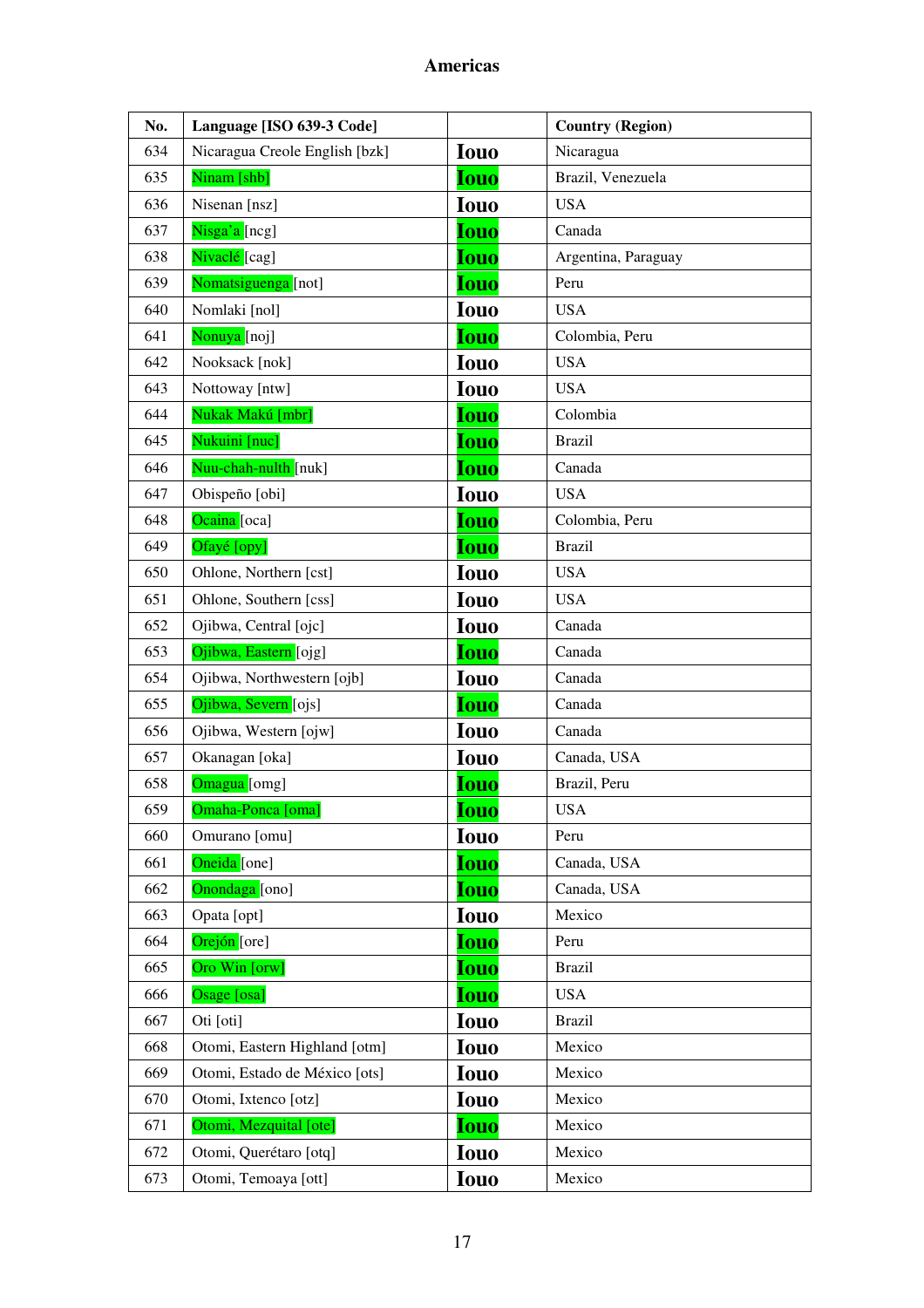# Americas

| No. | Language [ISO 639-3 Code] | | Country (Region) |
|---|---|---|---|
| 634 | Nicaragua Creole English [bzk] | Iouo | Nicaragua |
| 635 | Ninam [shb] | Iouo | Brazil, Venezuela |
| 636 | Nisenan [nsz] | Iouo | USA |
| 637 | Nisga'a [ncg] | Iouo | Canada |
| 638 | Nivaclé [cag] | Iouo | Argentina, Paraguay |
| 639 | Nomatsiguenga [not] | Iouo | Peru |
| 640 | Nomlaki [nol] | Iouo | USA |
| 641 | Nonuya [noj] | Iouo | Colombia, Peru |
| 642 | Nooksack [nok] | Iouo | USA |
| 643 | Nottoway [ntw] | Iouo | USA |
| 644 | Nukak Makú [mbr] | Iouo | Colombia |
| 645 | Nukuini [nuc] | Iouo | Brazil |
| 646 | Nuu-chah-nulth [nuk] | Iouo | Canada |
| 647 | Obispeño [obi] | Iouo | USA |
| 648 | Ocaina [oca] | Iouo | Colombia, Peru |
| 649 | Ofayé [opy] | Iouo | Brazil |
| 650 | Ohlone, Northern [cst] | Iouo | USA |
| 651 | Ohlone, Southern [css] | Iouo | USA |
| 652 | Ojibwa, Central [ojc] | Iouo | Canada |
| 653 | Ojibwa, Eastern [ojg] | Iouo | Canada |
| 654 | Ojibwa, Northwestern [ojb] | Iouo | Canada |
| 655 | Ojibwa, Severn [ojs] | Iouo | Canada |
| 656 | Ojibwa, Western [ojw] | Iouo | Canada |
| 657 | Okanagan [oka] | Iouo | Canada, USA |
| 658 | Omagua [omg] | Iouo | Brazil, Peru |
| 659 | Omaha-Ponca [oma] | Iouo | USA |
| 660 | Omurano [omu] | Iouo | Peru |
| 661 | Oneida [one] | Iouo | Canada, USA |
| 662 | Onondaga [ono] | Iouo | Canada, USA |
| 663 | Opata [opt] | Iouo | Mexico |
| 664 | Orejón [ore] | Iouo | Peru |
| 665 | Oro Win [orw] | Iouo | Brazil |
| 666 | Osage [osa] | Iouo | USA |
| 667 | Oti [oti] | Iouo | Brazil |
| 668 | Otomi, Eastern Highland [otm] | Iouo | Mexico |
| 669 | Otomi, Estado de México [ots] | Iouo | Mexico |
| 670 | Otomi, Ixtenco [otz] | Iouo | Mexico |
| 671 | Otomi, Mezquital [ote] | Iouo | Mexico |
| 672 | Otomi, Querétaro [otq] | Iouo | Mexico |
| 673 | Otomi, Temoaya [ott] | Iouo | Mexico |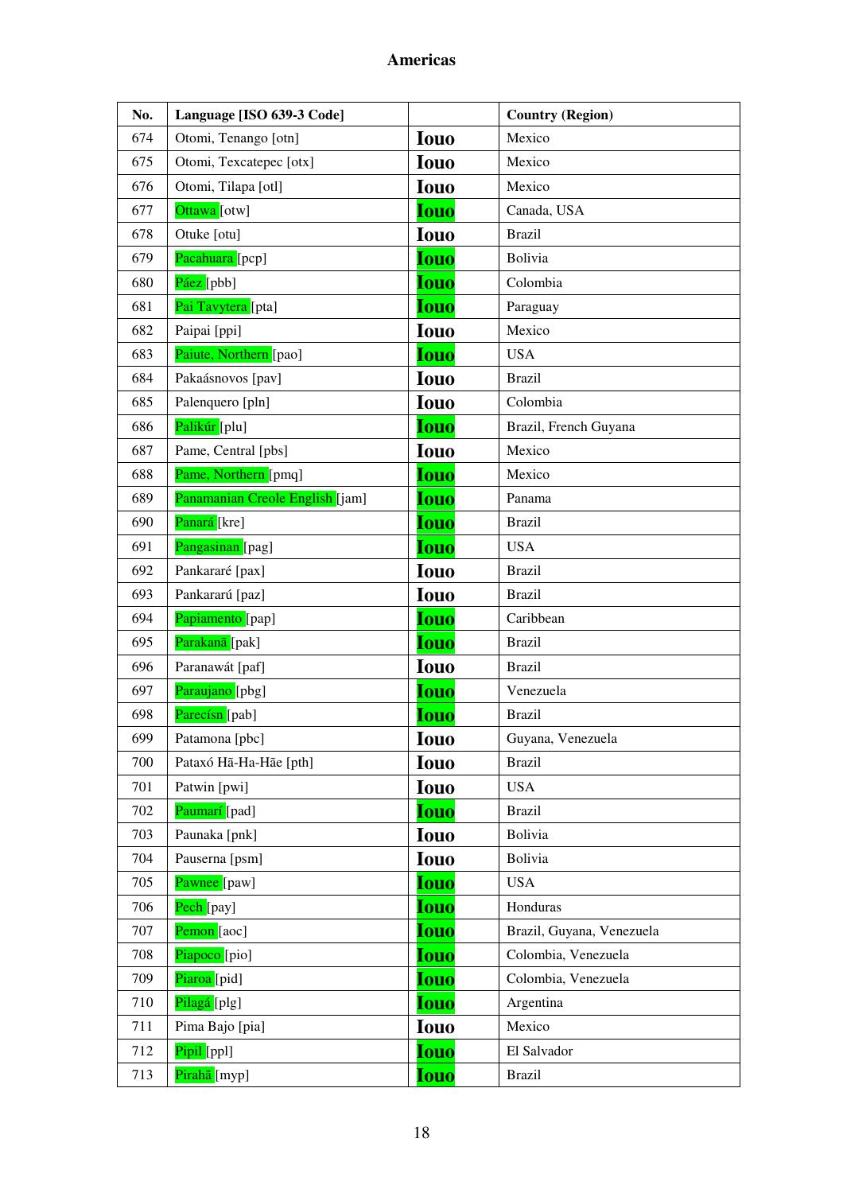## Americas

| No. | Language [ISO 639-3 Code] | | Country (Region) |
|---|---|---|---|
| 674 | Otomi, Tenango [otn] | Iouo | Mexico |
| 675 | Otomi, Texcatepec [otx] | Iouo | Mexico |
| 676 | Otomi, Tilapa [otl] | Iouo | Mexico |
| 677 | Ottawa [otw] | Iouo | Canada, USA |
| 678 | Otuke [otu] | Iouo | Brazil |
| 679 | Pacahuara [pcp] | Iouo | Bolivia |
| 680 | Páez [pbb] | Iouo | Colombia |
| 681 | Paï Tavytera [pta] | Iouo | Paraguay |
| 682 | Paipai [ppi] | Iouo | Mexico |
| 683 | Paiute, Northern [pao] | Iouo | USA |
| 684 | Pakaásnovos [pav] | Iouo | Brazil |
| 685 | Palenquero [pln] | Iouo | Colombia |
| 686 | Palikúr [plu] | Iouo | Brazil, French Guyana |
| 687 | Pame, Central [pbs] | Iouo | Mexico |
| 688 | Pame, Northern [pmq] | Iouo | Mexico |
| 689 | Panamanian Creole English [jam] | Iouo | Panama |
| 690 | Panará [kre] | Iouo | Brazil |
| 691 | Pangasinan [pag] | Iouo | USA |
| 692 | Pankararé [pax] | Iouo | Brazil |
| 693 | Pankararú [paz] | Iouo | Brazil |
| 694 | Papiamento [pap] | Iouo | Caribbean |
| 695 | Parakanã [pak] | Iouo | Brazil |
| 696 | Paranawát [paf] | Iouo | Brazil |
| 697 | Paraujano [pbg] | Iouo | Venezuela |
| 698 | Parecísn [pab] | Iouo | Brazil |
| 699 | Patamona [pbc] | Iouo | Guyana, Venezuela |
| 700 | Pataxó Hã-Ha-Hãe [pth] | Iouo | Brazil |
| 701 | Patwin [pwi] | Iouo | USA |
| 702 | Paumarí [pad] | Iouo | Brazil |
| 703 | Paunaka [pnk] | Iouo | Bolivia |
| 704 | Pauserna [psm] | Iouo | Bolivia |
| 705 | Pawnee [paw] | Iouo | USA |
| 706 | Pech [pay] | Iouo | Honduras |
| 707 | Pemon [aoc] | Iouo | Brazil, Guyana, Venezuela |
| 708 | Piapoco [pio] | Iouo | Colombia, Venezuela |
| 709 | Piaroa [pid] | Iouo | Colombia, Venezuela |
| 710 | Pilagá [plg] | Iouo | Argentina |
| 711 | Pima Bajo [pia] | Iouo | Mexico |
| 712 | Pipil [ppl] | Iouo | El Salvador |
| 713 | Pirahã [myp] | Iouo | Brazil |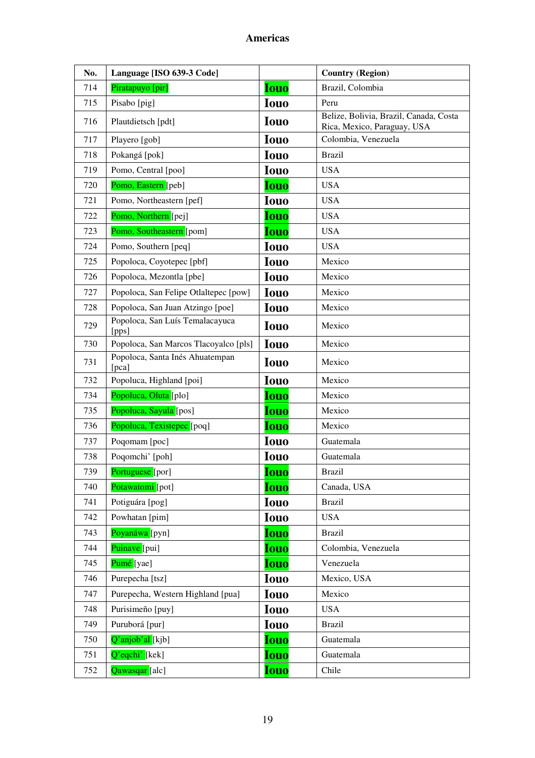## Americas

| No. | Language [ISO 639-3 Code] | | Country (Region) |
|---|---|---|---|
| 714 | Piratapuyo [pir] | Iouo | Brazil, Colombia |
| 715 | Pisabo [pig] | Iouo | Peru |
| 716 | Plautdietsch [pdt] | Iouo | Belize, Bolivia, Brazil, Canada, Costa Rica, Mexico, Paraguay, USA |
| 717 | Playero [gob] | Iouo | Colombia, Venezuela |
| 718 | Pokangá [pok] | Iouo | Brazil |
| 719 | Pomo, Central [poo] | Iouo | USA |
| 720 | Pomo, Eastern [peb] | Iouo | USA |
| 721 | Pomo, Northeastern [pef] | Iouo | USA |
| 722 | Pomo, Northern [pej] | Iouo | USA |
| 723 | Pomo, Southeastern [pom] | Iouo | USA |
| 724 | Pomo, Southern [peq] | Iouo | USA |
| 725 | Popoloca, Coyotepec [pbf] | Iouo | Mexico |
| 726 | Popoloca, Mezontla [pbe] | Iouo | Mexico |
| 727 | Popoloca, San Felipe Otlaltepec [pow] | Iouo | Mexico |
| 728 | Popoloca, San Juan Atzingo [poe] | Iouo | Mexico |
| 729 | Popoloca, San Luís Temalacayuca [pps] | Iouo | Mexico |
| 730 | Popoloca, San Marcos Tlacoyalco [pls] | Iouo | Mexico |
| 731 | Popoloca, Santa Inés Ahuatempan [pca] | Iouo | Mexico |
| 732 | Popoluca, Highland [poi] | Iouo | Mexico |
| 734 | Popoluca, Oluta [plo] | Iouo | Mexico |
| 735 | Popoluca, Sayula [pos] | Iouo | Mexico |
| 736 | Popoluca, Texistepec [poq] | Iouo | Mexico |
| 737 | Poqomam [poc] | Iouo | Guatemala |
| 738 | Poqomchi' [poh] | Iouo | Guatemala |
| 739 | Portuguese [por] | Iouo | Brazil |
| 740 | Potawatomi [pot] | Iouo | Canada, USA |
| 741 | Potiguára [pog] | Iouo | Brazil |
| 742 | Powhatan [pim] | Iouo | USA |
| 743 | Poyanáwa [pyn] | Iouo | Brazil |
| 744 | Puinave [pui] | Iouo | Colombia, Venezuela |
| 745 | Pumé [yae] | Iouo | Venezuela |
| 746 | Purepecha [tsz] | Iouo | Mexico, USA |
| 747 | Purepecha, Western Highland [pua] | Iouo | Mexico |
| 748 | Purisimeño [puy] | Iouo | USA |
| 749 | Puruborá [pur] | Iouo | Brazil |
| 750 | Q'anjob'al [kjb] | Iouo | Guatemala |
| 751 | Q'eqchi' [kek] | Iouo | Guatemala |
| 752 | Qawasqar [alc] | Iouo | Chile |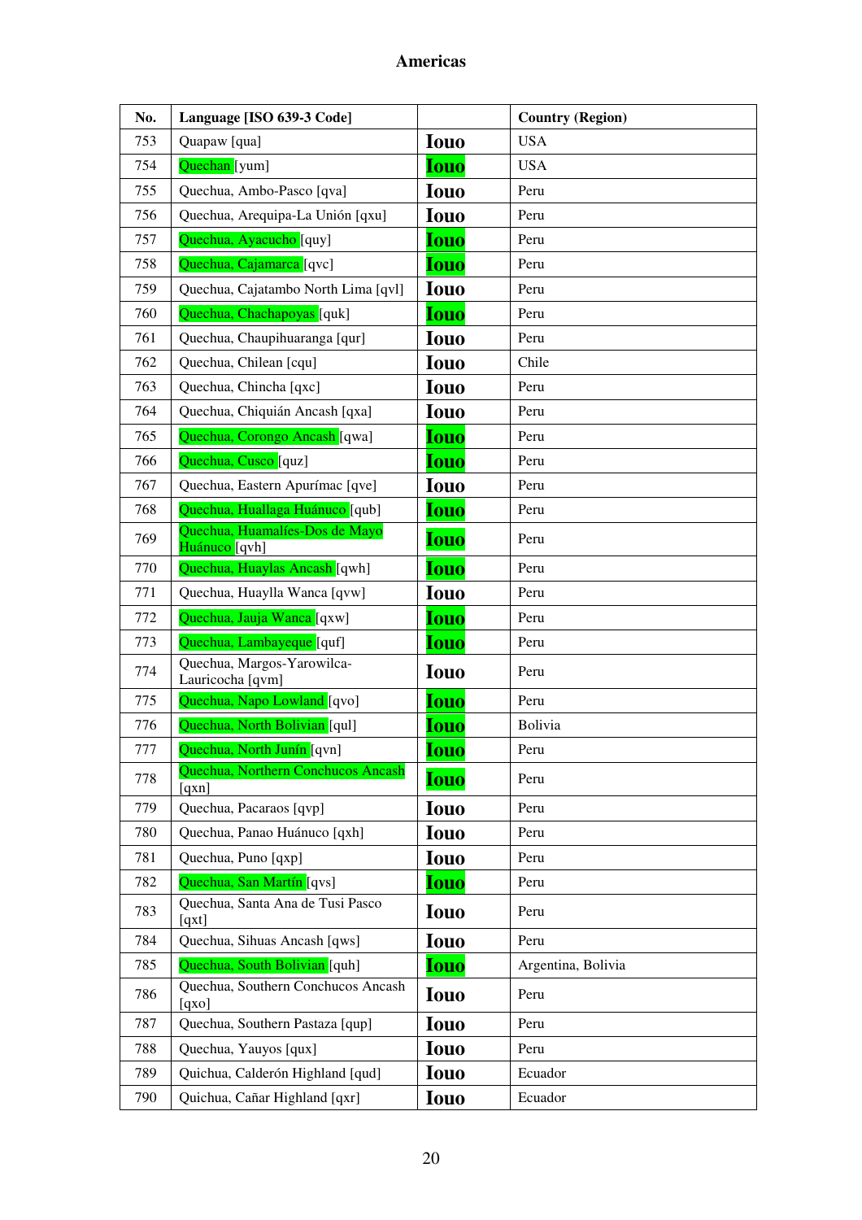# Americas

| No. | Language [ISO 639-3 Code] | | Country (Region) |
|---|---|---|---|
| 753 | Quapaw [qua] | Iouo | USA |
| 754 | Quechan [yum] | Iouo | USA |
| 755 | Quechua, Ambo-Pasco [qva] | Iouo | Peru |
| 756 | Quechua, Arequipa-La Unión [qxu] | Iouo | Peru |
| 757 | Quechua, Ayacucho [quy] | Iouo | Peru |
| 758 | Quechua, Cajamarca [qvc] | Iouo | Peru |
| 759 | Quechua, Cajatambo North Lima [qvl] | Iouo | Peru |
| 760 | Quechua, Chachapoyas [quk] | Iouo | Peru |
| 761 | Quechua, Chaupihuaranga [qur] | Iouo | Peru |
| 762 | Quechua, Chilean [cqu] | Iouo | Chile |
| 763 | Quechua, Chincha [qxc] | Iouo | Peru |
| 764 | Quechua, Chiquián Ancash [qxa] | Iouo | Peru |
| 765 | Quechua, Corongo Ancash [qwa] | Iouo | Peru |
| 766 | Quechua, Cusco [quz] | Iouo | Peru |
| 767 | Quechua, Eastern Apurímac [qve] | Iouo | Peru |
| 768 | Quechua, Huallaga Huánuco [qub] | Iouo | Peru |
| 769 | Quechua, Huamalíes-Dos de Mayo Huánuco [qvh] | Iouo | Peru |
| 770 | Quechua, Huaylas Ancash [qwh] | Iouo | Peru |
| 771 | Quechua, Huaylla Wanca [qvw] | Iouo | Peru |
| 772 | Quechua, Jauja Wanca [qxw] | Iouo | Peru |
| 773 | Quechua, Lambayeque [quf] | Iouo | Peru |
| 774 | Quechua, Margos-Yarowilca-Lauricocha [qvm] | Iouo | Peru |
| 775 | Quechua, Napo Lowland [qvo] | Iouo | Peru |
| 776 | Quechua, North Bolivian [qul] | Iouo | Bolivia |
| 777 | Quechua, North Junín [qvn] | Iouo | Peru |
| 778 | Quechua, Northern Conchucos Ancash [qxn] | Iouo | Peru |
| 779 | Quechua, Pacaraos [qvp] | Iouo | Peru |
| 780 | Quechua, Panao Huánuco [qxh] | Iouo | Peru |
| 781 | Quechua, Puno [qxp] | Iouo | Peru |
| 782 | Quechua, San Martín [qvs] | Iouo | Peru |
| 783 | Quechua, Santa Ana de Tusi Pasco [qxt] | Iouo | Peru |
| 784 | Quechua, Sihuas Ancash [qws] | Iouo | Peru |
| 785 | Quechua, South Bolivian [quh] | Iouo | Argentina, Bolivia |
| 786 | Quechua, Southern Conchucos Ancash [qxo] | Iouo | Peru |
| 787 | Quechua, Southern Pastaza [qup] | Iouo | Peru |
| 788 | Quechua, Yauyos [qux] | Iouo | Peru |
| 789 | Quichua, Calderón Highland [qud] | Iouo | Ecuador |
| 790 | Quichua, Cañar Highland [qxr] | Iouo | Ecuador |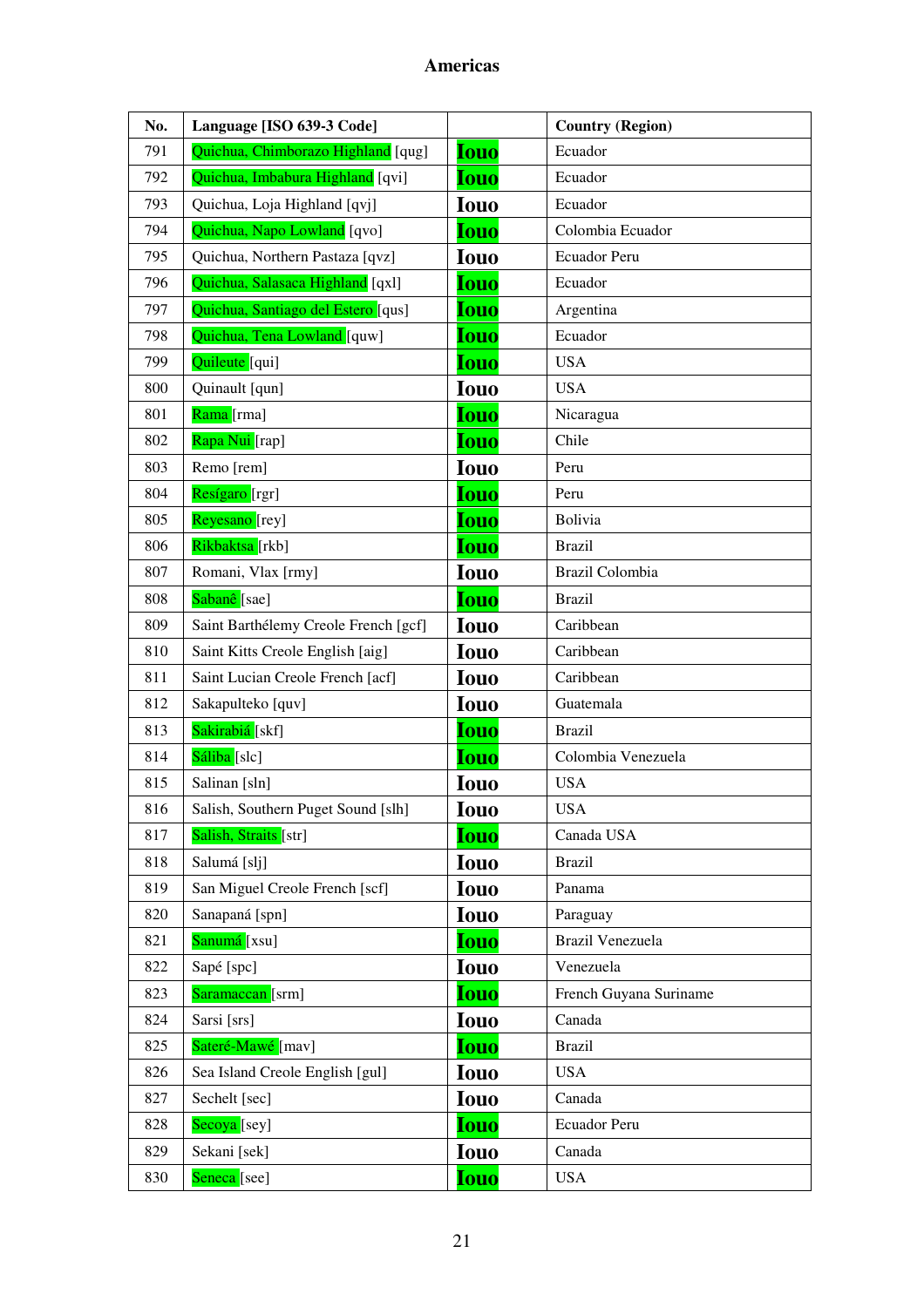# Americas

| No. | Language [ISO 639-3 Code] | | Country (Region) |
|---|---|---|---|
| 791 | Quichua, Chimborazo Highland [qug] | Iouo | Ecuador |
| 792 | Quichua, Imbabura Highland [qvi] | Iouo | Ecuador |
| 793 | Quichua, Loja Highland [qvj] | Iouo | Ecuador |
| 794 | Quichua, Napo Lowland [qvo] | Iouo | Colombia Ecuador |
| 795 | Quichua, Northern Pastaza [qvz] | Iouo | Ecuador Peru |
| 796 | Quichua, Salasaca Highland [qxl] | Iouo | Ecuador |
| 797 | Quichua, Santiago del Estero [qus] | Iouo | Argentina |
| 798 | Quichua, Tena Lowland [quw] | Iouo | Ecuador |
| 799 | Quileute [qui] | Iouo | USA |
| 800 | Quinault [qun] | Iouo | USA |
| 801 | Rama [rma] | Iouo | Nicaragua |
| 802 | Rapa Nui [rap] | Iouo | Chile |
| 803 | Remo [rem] | Iouo | Peru |
| 804 | Resígaro [rgr] | Iouo | Peru |
| 805 | Reyesano [rey] | Iouo | Bolivia |
| 806 | Rikbaktsa [rkb] | Iouo | Brazil |
| 807 | Romani, Vlax [rmy] | Iouo | Brazil Colombia |
| 808 | Sabanê [sae] | Iouo | Brazil |
| 809 | Saint Barthélemy Creole French [gcf] | Iouo | Caribbean |
| 810 | Saint Kitts Creole English [aig] | Iouo | Caribbean |
| 811 | Saint Lucian Creole French [acf] | Iouo | Caribbean |
| 812 | Sakapulteko [quv] | Iouo | Guatemala |
| 813 | Sakirabiá [skf] | Iouo | Brazil |
| 814 | Sáliba [slc] | Iouo | Colombia Venezuela |
| 815 | Salinan [sln] | Iouo | USA |
| 816 | Salish, Southern Puget Sound [slh] | Iouo | USA |
| 817 | Salish, Straits [str] | Iouo | Canada USA |
| 818 | Salumá [slj] | Iouo | Brazil |
| 819 | San Miguel Creole French [scf] | Iouo | Panama |
| 820 | Sanapaná [spn] | Iouo | Paraguay |
| 821 | Sanumá [xsu] | Iouo | Brazil Venezuela |
| 822 | Sapé [spc] | Iouo | Venezuela |
| 823 | Saramaccan [srm] | Iouo | French Guyana Suriname |
| 824 | Sarsi [srs] | Iouo | Canada |
| 825 | Sateré-Mawé [mav] | Iouo | Brazil |
| 826 | Sea Island Creole English [gul] | Iouo | USA |
| 827 | Sechelt [sec] | Iouo | Canada |
| 828 | Secoya [sey] | Iouo | Ecuador Peru |
| 829 | Sekani [sek] | Iouo | Canada |
| 830 | Seneca [see] | Iouo | USA |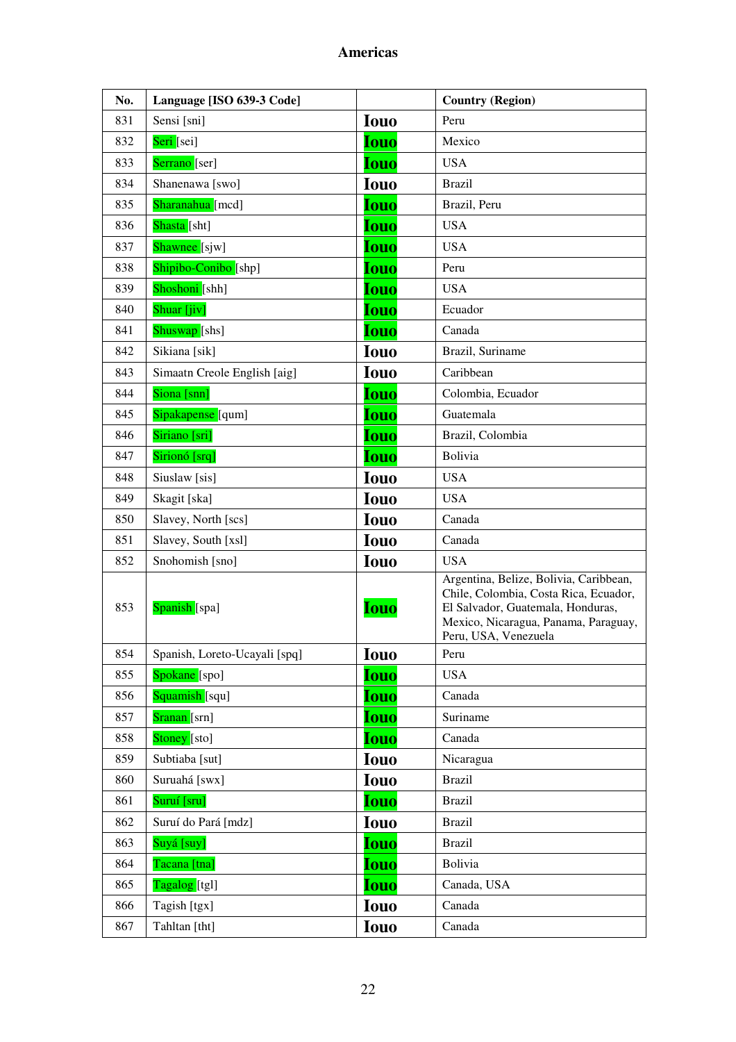# Americas

| No. | Language [ISO 639-3 Code] | | Country (Region) |
|---|---|---|---|
| 831 | Sensi [sni] | Iouo | Peru |
| 832 | Seri [sei] | Iouo | Mexico |
| 833 | Serrano [ser] | Iouo | USA |
| 834 | Shanenawa [swo] | Iouo | Brazil |
| 835 | Sharanahua [mcd] | Iouo | Brazil, Peru |
| 836 | Shasta [sht] | Iouo | USA |
| 837 | Shawnee [sjw] | Iouo | USA |
| 838 | Shipibo-Conibo [shp] | Iouo | Peru |
| 839 | Shoshoni [shh] | Iouo | USA |
| 840 | Shuar [jiv] | Iouo | Ecuador |
| 841 | Shuswap [shs] | Iouo | Canada |
| 842 | Sikiana [sik] | Iouo | Brazil, Suriname |
| 843 | Simaatn Creole English [aig] | Iouo | Caribbean |
| 844 | Siona [snn] | Iouo | Colombia, Ecuador |
| 845 | Sipakapense [qum] | Iouo | Guatemala |
| 846 | Siriano [sri] | Iouo | Brazil, Colombia |
| 847 | Sirionó [srq] | Iouo | Bolivia |
| 848 | Siuslaw [sis] | Iouo | USA |
| 849 | Skagit [ska] | Iouo | USA |
| 850 | Slavey, North [scs] | Iouo | Canada |
| 851 | Slavey, South [xsl] | Iouo | Canada |
| 852 | Snohomish [sno] | Iouo | USA |
| 853 | Spanish [spa] | Iouo | Argentina, Belize, Bolivia, Caribbean, Chile, Colombia, Costa Rica, Ecuador, El Salvador, Guatemala, Honduras, Mexico, Nicaragua, Panama, Paraguay, Peru, USA, Venezuela |
| 854 | Spanish, Loreto-Ucayali [spq] | Iouo | Peru |
| 855 | Spokane [spo] | Iouo | USA |
| 856 | Squamish [squ] | Iouo | Canada |
| 857 | Sranan [srn] | Iouo | Suriname |
| 858 | Stoney [sto] | Iouo | Canada |
| 859 | Subtiaba [sut] | Iouo | Nicaragua |
| 860 | Suruahá [swx] | Iouo | Brazil |
| 861 | Suruí [sru] | Iouo | Brazil |
| 862 | Suruí do Pará [mdz] | Iouo | Brazil |
| 863 | Suyá [suy] | Iouo | Brazil |
| 864 | Tacana [tna] | Iouo | Bolivia |
| 865 | Tagalog [tgl] | Iouo | Canada, USA |
| 866 | Tagish [tgx] | Iouo | Canada |
| 867 | Tahltan [tht] | Iouo | Canada |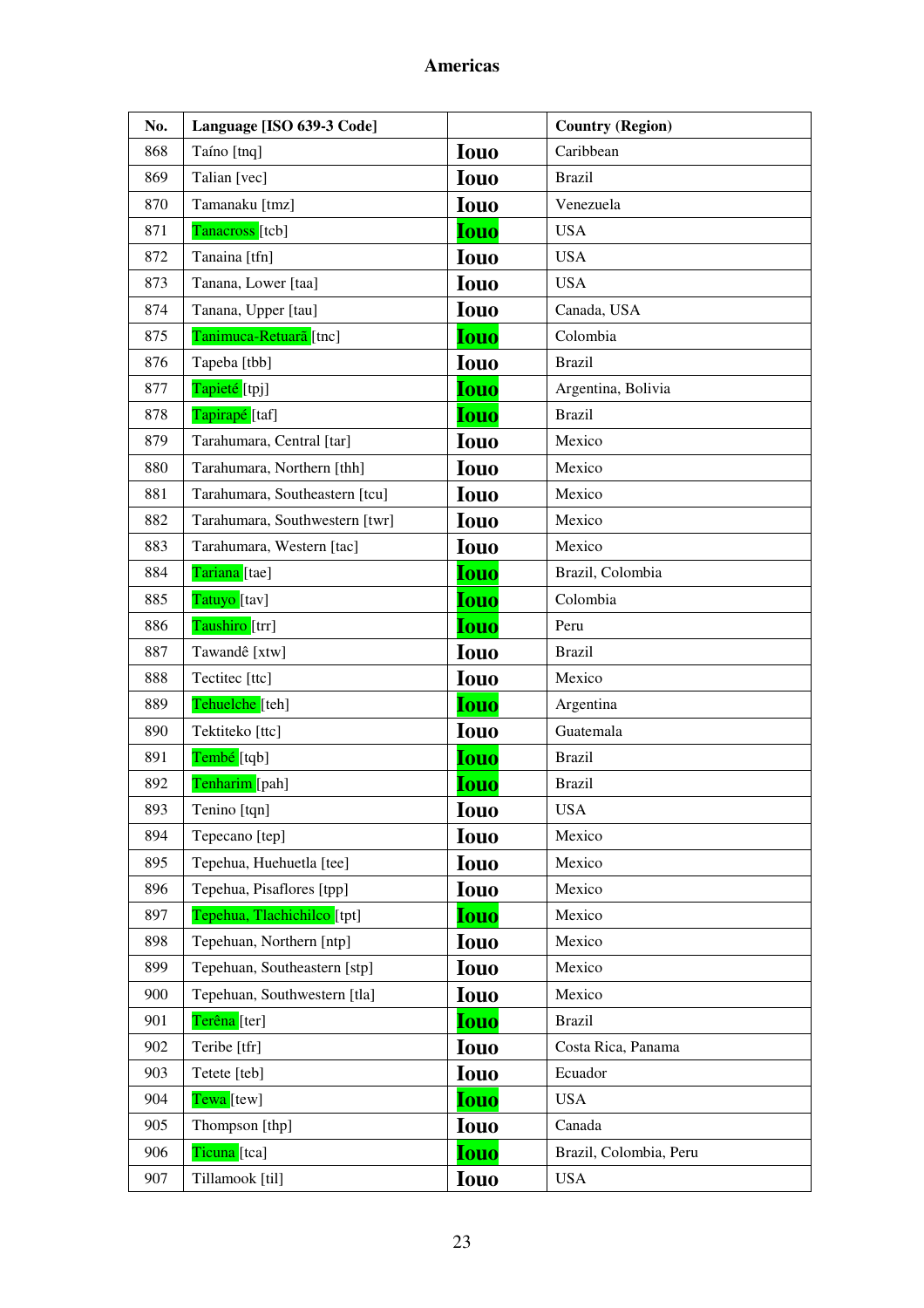## Americas

| No. | Language [ISO 639-3 Code] | | Country (Region) |
|---|---|---|---|
| 868 | Taíno [tnq] | Iouo | Caribbean |
| 869 | Talian [vec] | Iouo | Brazil |
| 870 | Tamanaku [tmz] | Iouo | Venezuela |
| 871 | Tanacross [tcb] | Iouo | USA |
| 872 | Tanaina [tfn] | Iouo | USA |
| 873 | Tanana, Lower [taa] | Iouo | USA |
| 874 | Tanana, Upper [tau] | Iouo | Canada, USA |
| 875 | Tanimuca-Retuarã [tnc] | Iouo | Colombia |
| 876 | Tapeba [tbb] | Iouo | Brazil |
| 877 | Tapieté [tpj] | Iouo | Argentina, Bolivia |
| 878 | Tapirapé [taf] | Iouo | Brazil |
| 879 | Tarahumara, Central [tar] | Iouo | Mexico |
| 880 | Tarahumara, Northern [thh] | Iouo | Mexico |
| 881 | Tarahumara, Southeastern [tcu] | Iouo | Mexico |
| 882 | Tarahumara, Southwestern [twr] | Iouo | Mexico |
| 883 | Tarahumara, Western [tac] | Iouo | Mexico |
| 884 | Tariana [tae] | Iouo | Brazil, Colombia |
| 885 | Tatuyo [tav] | Iouo | Colombia |
| 886 | Taushiro [trr] | Iouo | Peru |
| 887 | Tawandê [xtw] | Iouo | Brazil |
| 888 | Tectitec [ttc] | Iouo | Mexico |
| 889 | Tehuelche [teh] | Iouo | Argentina |
| 890 | Tektiteko [ttc] | Iouo | Guatemala |
| 891 | Tembé [tqb] | Iouo | Brazil |
| 892 | Tenharim [pah] | Iouo | Brazil |
| 893 | Tenino [tqn] | Iouo | USA |
| 894 | Tepecano [tep] | Iouo | Mexico |
| 895 | Tepehua, Huehuetla [tee] | Iouo | Mexico |
| 896 | Tepehua, Pisaflores [tpp] | Iouo | Mexico |
| 897 | Tepehua, Tlachichilco [tpt] | Iouo | Mexico |
| 898 | Tepehuan, Northern [ntp] | Iouo | Mexico |
| 899 | Tepehuan, Southeastern [stp] | Iouo | Mexico |
| 900 | Tepehuan, Southwestern [tla] | Iouo | Mexico |
| 901 | Terêna [ter] | Iouo | Brazil |
| 902 | Teribe [tfr] | Iouo | Costa Rica, Panama |
| 903 | Tetete [teb] | Iouo | Ecuador |
| 904 | Tewa [tew] | Iouo | USA |
| 905 | Thompson [thp] | Iouo | Canada |
| 906 | Ticuna [tca] | Iouo | Brazil, Colombia, Peru |
| 907 | Tillamook [til] | Iouo | USA |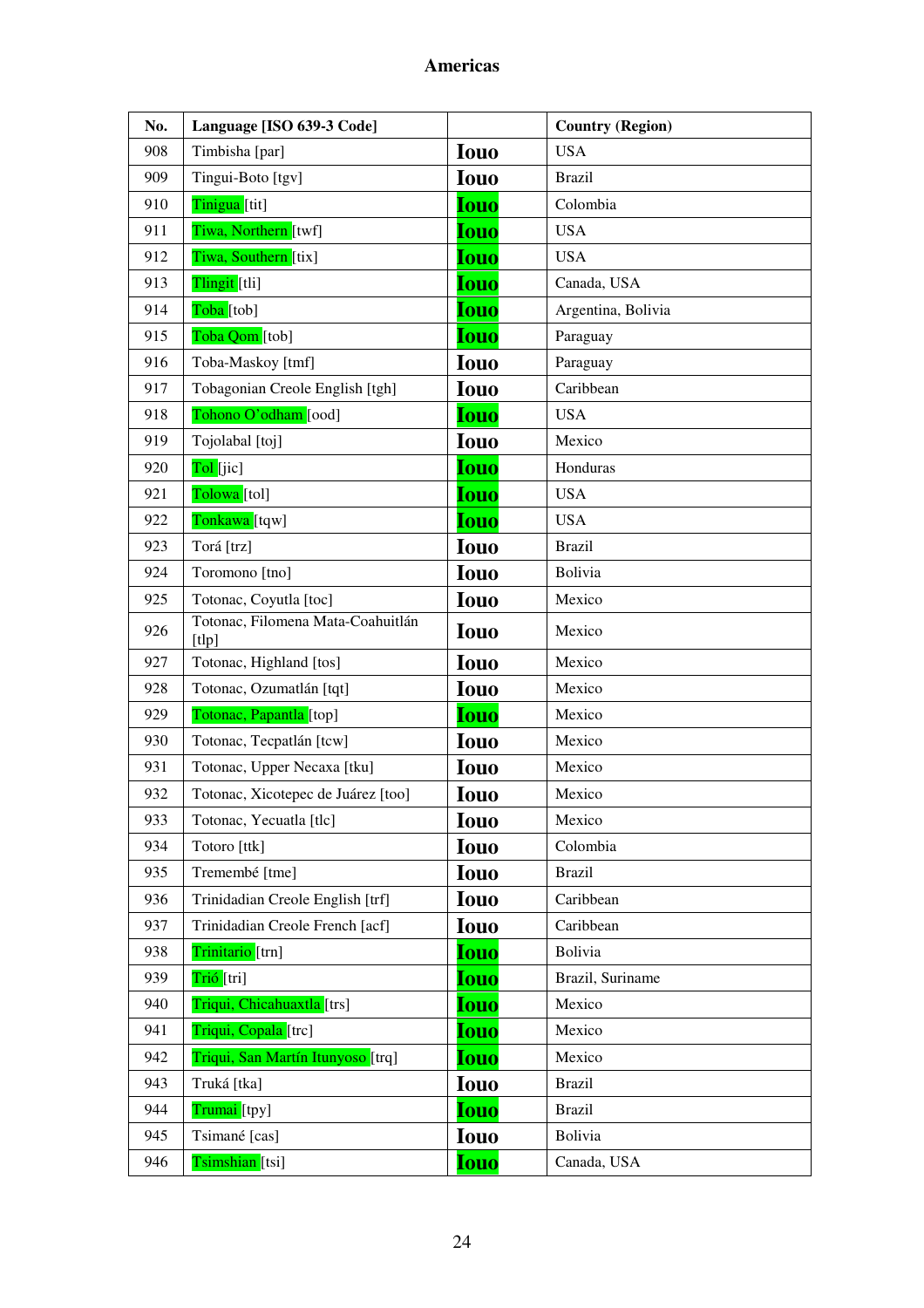# Americas

| No. | Language [ISO 639-3 Code] | | Country (Region) |
|---|---|---|---|
| 908 | Timbisha [par] | Iouo | USA |
| 909 | Tingui-Boto [tgv] | Iouo | Brazil |
| 910 | Tinigua [tit] | Iouo | Colombia |
| 911 | Tiwa, Northern [twf] | Iouo | USA |
| 912 | Tiwa, Southern [tix] | Iouo | USA |
| 913 | Tlingit [tli] | Iouo | Canada, USA |
| 914 | Toba [tob] | Iouo | Argentina, Bolivia |
| 915 | Toba Qom [tob] | Iouo | Paraguay |
| 916 | Toba-Maskoy [tmf] | Iouo | Paraguay |
| 917 | Tobagonian Creole English [tgh] | Iouo | Caribbean |
| 918 | Tohono O'odham [ood] | Iouo | USA |
| 919 | Tojolabal [toj] | Iouo | Mexico |
| 920 | Tol [jic] | Iouo | Honduras |
| 921 | Tolowa [tol] | Iouo | USA |
| 922 | Tonkawa [tqw] | Iouo | USA |
| 923 | Torá [trz] | Iouo | Brazil |
| 924 | Toromono [tno] | Iouo | Bolivia |
| 925 | Totonac, Coyutla [toc] | Iouo | Mexico |
| 926 | Totonac, Filomena Mata-Coahuitlán [tlp] | Iouo | Mexico |
| 927 | Totonac, Highland [tos] | Iouo | Mexico |
| 928 | Totonac, Ozumatlán [tqt] | Iouo | Mexico |
| 929 | Totonac, Papantla [top] | Iouo | Mexico |
| 930 | Totonac, Tecpatlán [tcw] | Iouo | Mexico |
| 931 | Totonac, Upper Necaxa [tku] | Iouo | Mexico |
| 932 | Totonac, Xicotepec de Juárez [too] | Iouo | Mexico |
| 933 | Totonac, Yecuatla [tlc] | Iouo | Mexico |
| 934 | Totoro [ttk] | Iouo | Colombia |
| 935 | Tremembé [tme] | Iouo | Brazil |
| 936 | Trinidadian Creole English [trf] | Iouo | Caribbean |
| 937 | Trinidadian Creole French [acf] | Iouo | Caribbean |
| 938 | Trinitario [trn] | Iouo | Bolivia |
| 939 | Trió [tri] | Iouo | Brazil, Suriname |
| 940 | Triqui, Chicahuaxtla [trs] | Iouo | Mexico |
| 941 | Triqui, Copala [trc] | Iouo | Mexico |
| 942 | Triqui, San Martín Itunyoso [trq] | Iouo | Mexico |
| 943 | Truká [tka] | Iouo | Brazil |
| 944 | Trumai [tpy] | Iouo | Brazil |
| 945 | Tsimané [cas] | Iouo | Bolivia |
| 946 | Tsimshian [tsi] | Iouo | Canada, USA |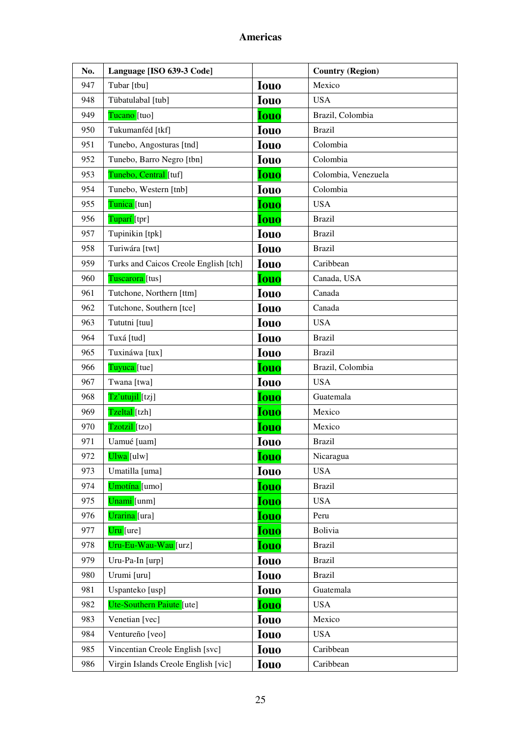## Americas

| No. | Language [ISO 639-3 Code] | | Country (Region) |
|---|---|---|---|
| 947 | Tubar [tbu] | Iouo | Mexico |
| 948 | Tübatulabal [tub] | Iouo | USA |
| 949 | Tucano [tuo] | Iouo | Brazil, Colombia |
| 950 | Tukumanféd [tkf] | Iouo | Brazil |
| 951 | Tunebo, Angosturas [tnd] | Iouo | Colombia |
| 952 | Tunebo, Barro Negro [tbn] | Iouo | Colombia |
| 953 | Tunebo, Central [tuf] | Iouo | Colombia, Venezuela |
| 954 | Tunebo, Western [tnb] | Iouo | Colombia |
| 955 | Tunica [tun] | Iouo | USA |
| 956 | Tuparí [tpr] | Iouo | Brazil |
| 957 | Tupinikin [tpk] | Iouo | Brazil |
| 958 | Turiwára [twt] | Iouo | Brazil |
| 959 | Turks and Caicos Creole English [tch] | Iouo | Caribbean |
| 960 | Tuscarora [tus] | Iouo | Canada, USA |
| 961 | Tutchone, Northern [ttm] | Iouo | Canada |
| 962 | Tutchone, Southern [tce] | Iouo | Canada |
| 963 | Tututni [tuu] | Iouo | USA |
| 964 | Tuxá [tud] | Iouo | Brazil |
| 965 | Tuxináwa [tux] | Iouo | Brazil |
| 966 | Tuyuca [tue] | Iouo | Brazil, Colombia |
| 967 | Twana [twa] | Iouo | USA |
| 968 | Tz'utujil [tzj] | Iouo | Guatemala |
| 969 | Tzeltal [tzh] | Iouo | Mexico |
| 970 | Tzotzil [tzo] | Iouo | Mexico |
| 971 | Uamué [uam] | Iouo | Brazil |
| 972 | Ulwa [ulw] | Iouo | Nicaragua |
| 973 | Umatilla [uma] | Iouo | USA |
| 974 | Umotína [umo] | Iouo | Brazil |
| 975 | Unami [unm] | Iouo | USA |
| 976 | Urarina [ura] | Iouo | Peru |
| 977 | Uru [ure] | Iouo | Bolivia |
| 978 | Uru-Eu-Wau-Wau [urz] | Iouo | Brazil |
| 979 | Uru-Pa-In [urp] | Iouo | Brazil |
| 980 | Urumi [uru] | Iouo | Brazil |
| 981 | Uspanteko [usp] | Iouo | Guatemala |
| 982 | Ute-Southern Paiute [ute] | Iouo | USA |
| 983 | Venetian [vec] | Iouo | Mexico |
| 984 | Ventureño [veo] | Iouo | USA |
| 985 | Vincentian Creole English [svc] | Iouo | Caribbean |
| 986 | Virgin Islands Creole English [vic] | Iouo | Caribbean |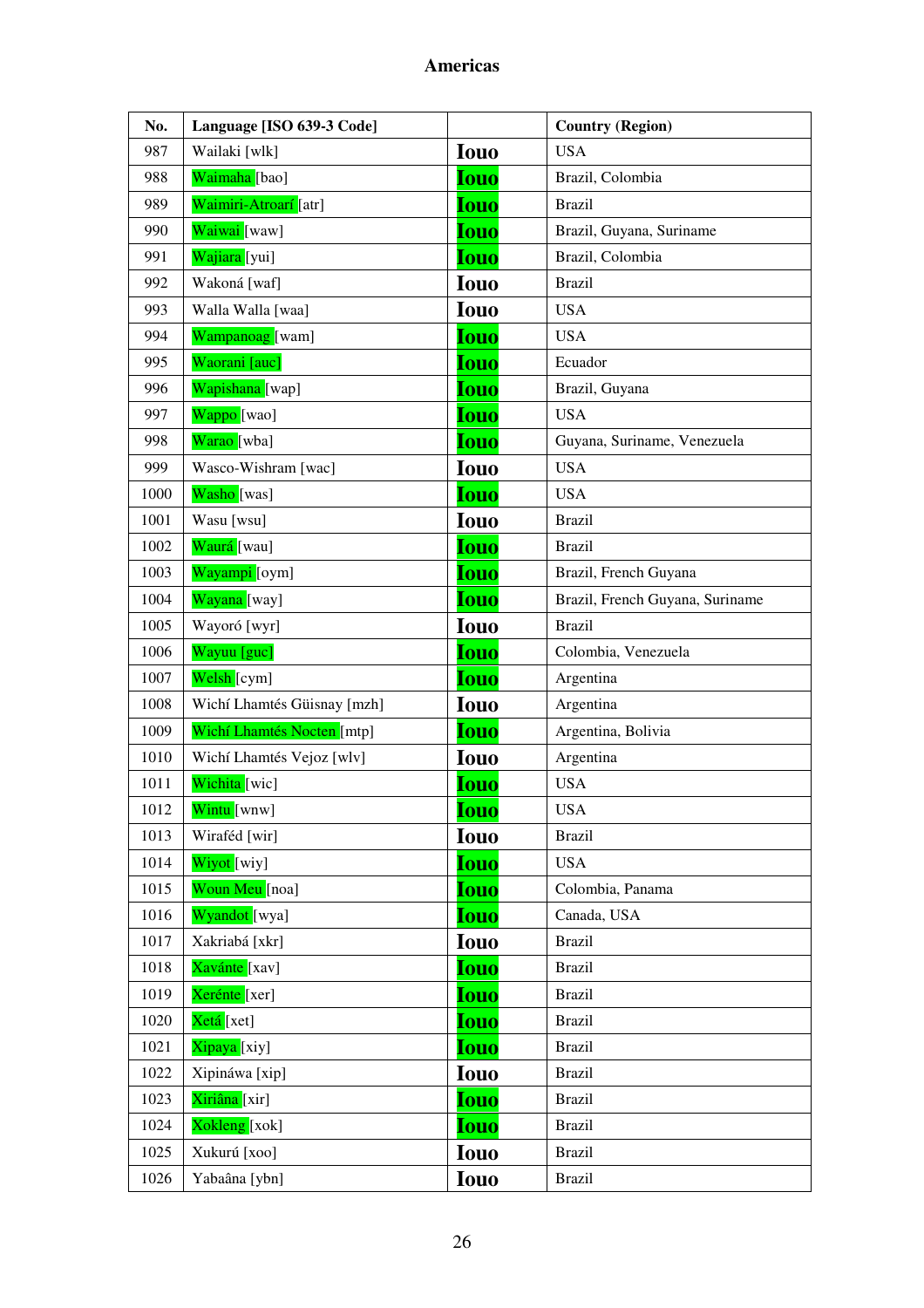# Americas

| No. | Language [ISO 639-3 Code] | | Country (Region) |
|---|---|---|---|
| 987 | Wailaki [wlk] | Iouo | USA |
| 988 | Waimaha [bao] | Iouo | Brazil, Colombia |
| 989 | Waimiri-Atroarí [atr] | Iouo | Brazil |
| 990 | Waiwai [waw] | Iouo | Brazil, Guyana, Suriname |
| 991 | Wajiara [yui] | Iouo | Brazil, Colombia |
| 992 | Wakoná [waf] | Iouo | Brazil |
| 993 | Walla Walla [waa] | Iouo | USA |
| 994 | Wampanoag [wam] | Iouo | USA |
| 995 | Waorani [auc] | Iouo | Ecuador |
| 996 | Wapishana [wap] | Iouo | Brazil, Guyana |
| 997 | Wappo [wao] | Iouo | USA |
| 998 | Warao [wba] | Iouo | Guyana, Suriname, Venezuela |
| 999 | Wasco-Wishram [wac] | Iouo | USA |
| 1000 | Washo [was] | Iouo | USA |
| 1001 | Wasu [wsu] | Iouo | Brazil |
| 1002 | Waurá [wau] | Iouo | Brazil |
| 1003 | Wayampi [oym] | Iouo | Brazil, French Guyana |
| 1004 | Wayana [way] | Iouo | Brazil, French Guyana, Suriname |
| 1005 | Wayoró [wyr] | Iouo | Brazil |
| 1006 | Wayuu [guc] | Iouo | Colombia, Venezuela |
| 1007 | Welsh [cym] | Iouo | Argentina |
| 1008 | Wichí Lhamtés Güisnay [mzh] | Iouo | Argentina |
| 1009 | Wichí Lhamtés Nocten [mtp] | Iouo | Argentina, Bolivia |
| 1010 | Wichí Lhamtés Vejoz [wlv] | Iouo | Argentina |
| 1011 | Wichita [wic] | Iouo | USA |
| 1012 | Wintu [wnw] | Iouo | USA |
| 1013 | Wiraféd [wir] | Iouo | Brazil |
| 1014 | Wiyot [wiy] | Iouo | USA |
| 1015 | Woun Meu [noa] | Iouo | Colombia, Panama |
| 1016 | Wyandot [wya] | Iouo | Canada, USA |
| 1017 | Xakriabá [xkr] | Iouo | Brazil |
| 1018 | Xavánte [xav] | Iouo | Brazil |
| 1019 | Xerénte [xer] | Iouo | Brazil |
| 1020 | Xetá [xet] | Iouo | Brazil |
| 1021 | Xipaya [xiy] | Iouo | Brazil |
| 1022 | Xipináwa [xip] | Iouo | Brazil |
| 1023 | Xiriâna [xir] | Iouo | Brazil |
| 1024 | Xokleng [xok] | Iouo | Brazil |
| 1025 | Xukurú [xoo] | Iouo | Brazil |
| 1026 | Yabaâna [ybn] | Iouo | Brazil |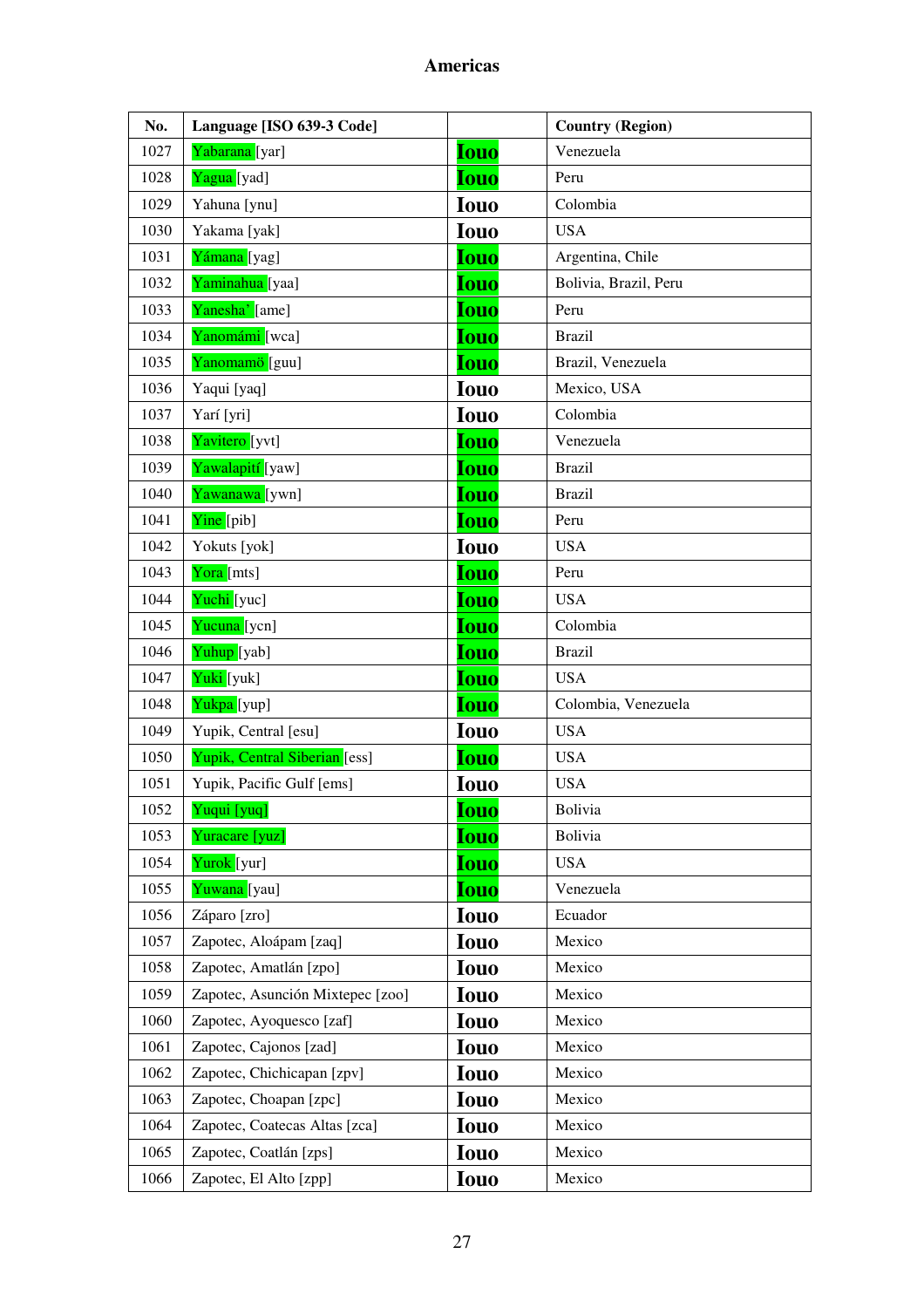# Americas

| No. | Language [ISO 639-3 Code] | | Country (Region) |
|---|---|---|---|
| 1027 | Yabarana [yar] | Iouo | Venezuela |
| 1028 | Yagua [yad] | Iouo | Peru |
| 1029 | Yahuna [ynu] | Iouo | Colombia |
| 1030 | Yakama [yak] | Iouo | USA |
| 1031 | Yámana [yag] | Iouo | Argentina, Chile |
| 1032 | Yaminahua [yaa] | Iouo | Bolivia, Brazil, Peru |
| 1033 | Yanesha' [ame] | Iouo | Peru |
| 1034 | Yanomámi [wca] | Iouo | Brazil |
| 1035 | Yanomamö [guu] | Iouo | Brazil, Venezuela |
| 1036 | Yaqui [yaq] | Iouo | Mexico, USA |
| 1037 | Yarí [yri] | Iouo | Colombia |
| 1038 | Yavitero [yvt] | Iouo | Venezuela |
| 1039 | Yawalapití [yaw] | Iouo | Brazil |
| 1040 | Yawanawa [ywn] | Iouo | Brazil |
| 1041 | Yine [pib] | Iouo | Peru |
| 1042 | Yokuts [yok] | Iouo | USA |
| 1043 | Yora [mts] | Iouo | Peru |
| 1044 | Yuchi [yuc] | Iouo | USA |
| 1045 | Yucuna [ycn] | Iouo | Colombia |
| 1046 | Yuhup [yab] | Iouo | Brazil |
| 1047 | Yuki [yuk] | Iouo | USA |
| 1048 | Yukpa [yup] | Iouo | Colombia, Venezuela |
| 1049 | Yupik, Central [esu] | Iouo | USA |
| 1050 | Yupik, Central Siberian [ess] | Iouo | USA |
| 1051 | Yupik, Pacific Gulf [ems] | Iouo | USA |
| 1052 | Yuqui [yuq] | Iouo | Bolivia |
| 1053 | Yuracare [yuz] | Iouo | Bolivia |
| 1054 | Yurok [yur] | Iouo | USA |
| 1055 | Yuwana [yau] | Iouo | Venezuela |
| 1056 | Záparo [zro] | Iouo | Ecuador |
| 1057 | Zapotec, Aloápam [zaq] | Iouo | Mexico |
| 1058 | Zapotec, Amatlán [zpo] | Iouo | Mexico |
| 1059 | Zapotec, Asunción Mixtepec [zoo] | Iouo | Mexico |
| 1060 | Zapotec, Ayoquesco [zaf] | Iouo | Mexico |
| 1061 | Zapotec, Cajonos [zad] | Iouo | Mexico |
| 1062 | Zapotec, Chichicapan [zpv] | Iouo | Mexico |
| 1063 | Zapotec, Choapan [zpc] | Iouo | Mexico |
| 1064 | Zapotec, Coatecas Altas [zca] | Iouo | Mexico |
| 1065 | Zapotec, Coatlán [zps] | Iouo | Mexico |
| 1066 | Zapotec, El Alto [zpp] | Iouo | Mexico |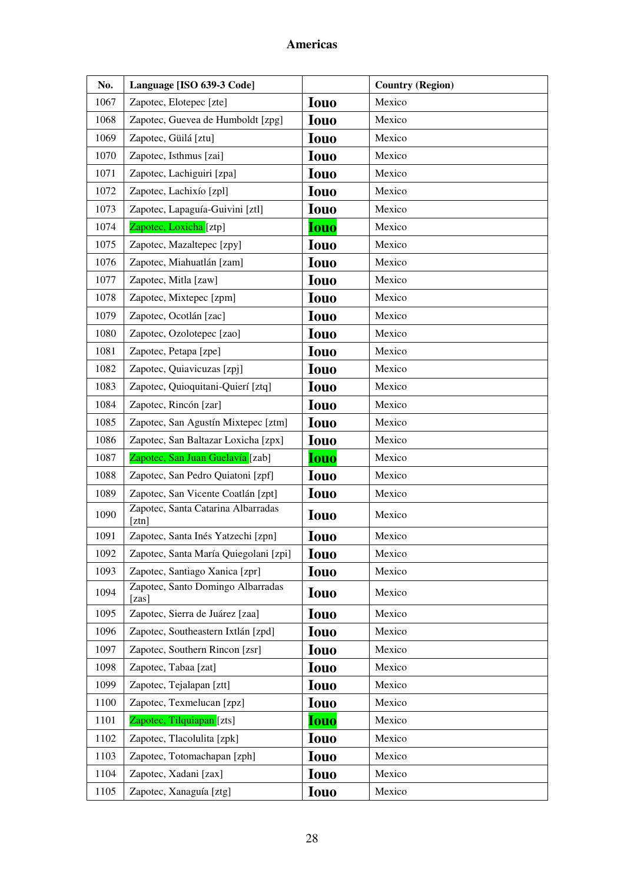## Americas

| No. | Language [ISO 639-3 Code] | | Country (Region) |
|---|---|---|---|
| 1067 | Zapotec, Elotepec [zte] | **Iouo** | Mexico |
| 1068 | Zapotec, Guevea de Humboldt [zpg] | **Iouo** | Mexico |
| 1069 | Zapotec, Güilá [ztu] | **Iouo** | Mexico |
| 1070 | Zapotec, Isthmus [zai] | **Iouo** | Mexico |
| 1071 | Zapotec, Lachiguiri [zpa] | **Iouo** | Mexico |
| 1072 | Zapotec, Lachixío [zpl] | **Iouo** | Mexico |
| 1073 | Zapotec, Lapaguía-Guivini [ztl] | **Iouo** | Mexico |
| 1074 | Zapotec, Loxicha [ztp] | **Iouo** | Mexico |
| 1075 | Zapotec, Mazaltepec [zpy] | **Iouo** | Mexico |
| 1076 | Zapotec, Miahuatlán [zam] | **Iouo** | Mexico |
| 1077 | Zapotec, Mitla [zaw] | **Iouo** | Mexico |
| 1078 | Zapotec, Mixtepec [zpm] | **Iouo** | Mexico |
| 1079 | Zapotec, Ocotlán [zac] | **Iouo** | Mexico |
| 1080 | Zapotec, Ozolotepec [zao] | **Iouo** | Mexico |
| 1081 | Zapotec, Petapa [zpe] | **Iouo** | Mexico |
| 1082 | Zapotec, Quiavicuzas [zpj] | **Iouo** | Mexico |
| 1083 | Zapotec, Quioquitani-Quierí [ztq] | **Iouo** | Mexico |
| 1084 | Zapotec, Rincón [zar] | **Iouo** | Mexico |
| 1085 | Zapotec, San Agustín Mixtepec [ztm] | **Iouo** | Mexico |
| 1086 | Zapotec, San Baltazar Loxicha [zpx] | **Iouo** | Mexico |
| 1087 | Zapotec, San Juan Guelavía [zab] | **Iouo** | Mexico |
| 1088 | Zapotec, San Pedro Quiatoni [zpf] | **Iouo** | Mexico |
| 1089 | Zapotec, San Vicente Coatlán [zpt] | **Iouo** | Mexico |
| 1090 | Zapotec, Santa Catarina Albarradas [ztn] | **Iouo** | Mexico |
| 1091 | Zapotec, Santa Inés Yatzechi [zpn] | **Iouo** | Mexico |
| 1092 | Zapotec, Santa María Quiegolani [zpi] | **Iouo** | Mexico |
| 1093 | Zapotec, Santiago Xanica [zpr] | **Iouo** | Mexico |
| 1094 | Zapotec, Santo Domingo Albarradas [zas] | **Iouo** | Mexico |
| 1095 | Zapotec, Sierra de Juárez [zaa] | **Iouo** | Mexico |
| 1096 | Zapotec, Southeastern Ixtlán [zpd] | **Iouo** | Mexico |
| 1097 | Zapotec, Southern Rincon [zsr] | **Iouo** | Mexico |
| 1098 | Zapotec, Tabaa [zat] | **Iouo** | Mexico |
| 1099 | Zapotec, Tejalapan [ztt] | **Iouo** | Mexico |
| 1100 | Zapotec, Texmelucan [zpz] | **Iouo** | Mexico |
| 1101 | Zapotec, Tilquiapan [zts] | **Iouo** | Mexico |
| 1102 | Zapotec, Tlacolulita [zpk] | **Iouo** | Mexico |
| 1103 | Zapotec, Totomachapan [zph] | **Iouo** | Mexico |
| 1104 | Zapotec, Xadani [zax] | **Iouo** | Mexico |
| 1105 | Zapotec, Xanaguía [ztg] | **Iouo** | Mexico |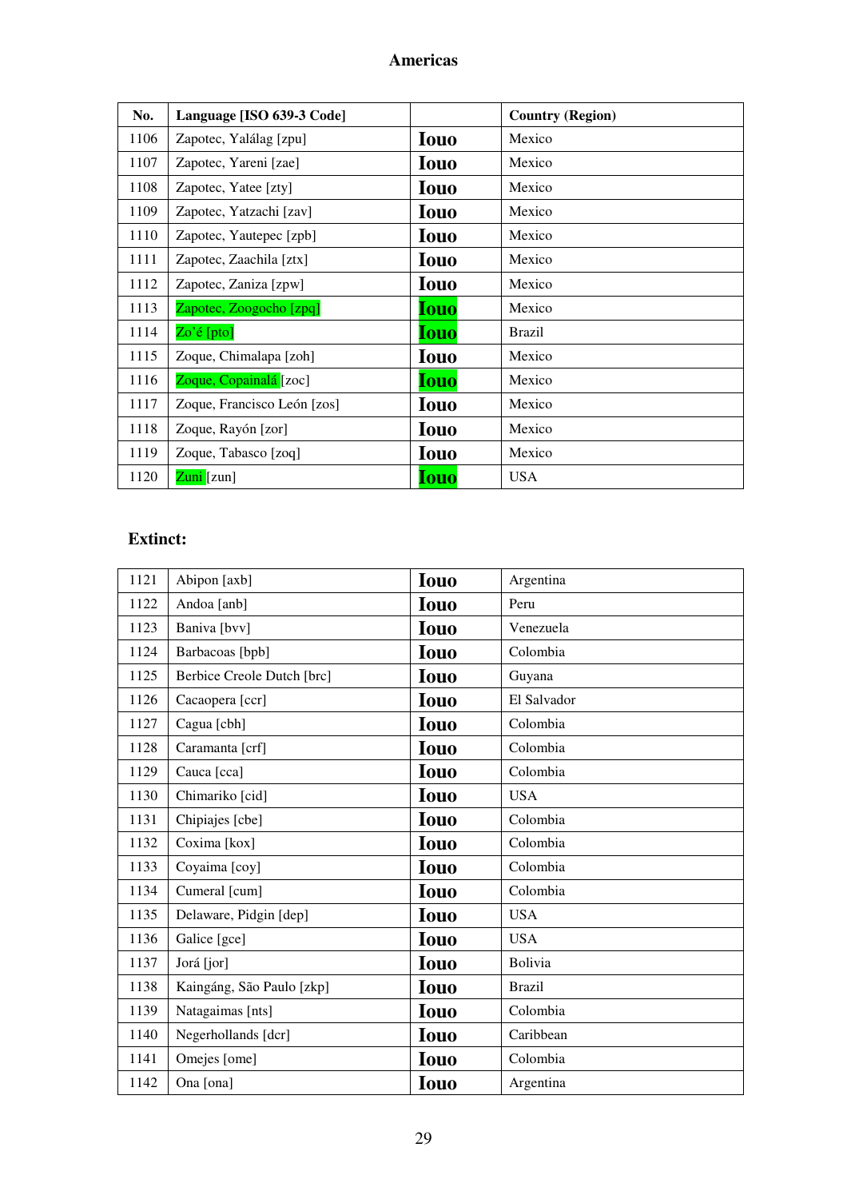## Americas

| No. | Language [ISO 639-3 Code] | | Country (Region) |
|---|---|---|---|
| 1106 | Zapotec, Yalálag [zpu] | Iouo | Mexico |
| 1107 | Zapotec, Yareni [zae] | Iouo | Mexico |
| 1108 | Zapotec, Yatee [zty] | Iouo | Mexico |
| 1109 | Zapotec, Yatzachi [zav] | Iouo | Mexico |
| 1110 | Zapotec, Yautepec [zpb] | Iouo | Mexico |
| 1111 | Zapotec, Zaachila [ztx] | Iouo | Mexico |
| 1112 | Zapotec, Zaniza [zpw] | Iouo | Mexico |
| 1113 | Zapotec, Zoogocho [zpq] | Iouo | Mexico |
| 1114 | Zo'é [pto] | Iouo | Brazil |
| 1115 | Zoque, Chimalapa [zoh] | Iouo | Mexico |
| 1116 | Zoque, Copainalá [zoc] | Iouo | Mexico |
| 1117 | Zoque, Francisco León [zos] | Iouo | Mexico |
| 1118 | Zoque, Rayón [zor] | Iouo | Mexico |
| 1119 | Zoque, Tabasco [zoq] | Iouo | Mexico |
| 1120 | Zuni [zun] | Iouo | USA |

### Extinct:

| No. | Language [ISO 639-3 Code] | | Country (Region) |
|---|---|---|---|
| 1121 | Abipon [axb] | Iouo | Argentina |
| 1122 | Andoa [anb] | Iouo | Peru |
| 1123 | Baniva [bvv] | Iouo | Venezuela |
| 1124 | Barbacoas [bpb] | Iouo | Colombia |
| 1125 | Berbice Creole Dutch [brc] | Iouo | Guyana |
| 1126 | Cacaopera [ccr] | Iouo | El Salvador |
| 1127 | Cagua [cbh] | Iouo | Colombia |
| 1128 | Caramanta [crf] | Iouo | Colombia |
| 1129 | Cauca [cca] | Iouo | Colombia |
| 1130 | Chimariko [cid] | Iouo | USA |
| 1131 | Chipiajes [cbe] | Iouo | Colombia |
| 1132 | Coxima [kox] | Iouo | Colombia |
| 1133 | Coyaima [coy] | Iouo | Colombia |
| 1134 | Cumeral [cum] | Iouo | Colombia |
| 1135 | Delaware, Pidgin [dep] | Iouo | USA |
| 1136 | Galice [gce] | Iouo | USA |
| 1137 | Jorá [jor] | Iouo | Bolivia |
| 1138 | Kaingáng, São Paulo [zkp] | Iouo | Brazil |
| 1139 | Natagaimas [nts] | Iouo | Colombia |
| 1140 | Negerhollands [dcr] | Iouo | Caribbean |
| 1141 | Omejes [ome] | Iouo | Colombia |
| 1142 | Ona [ona] | Iouo | Argentina |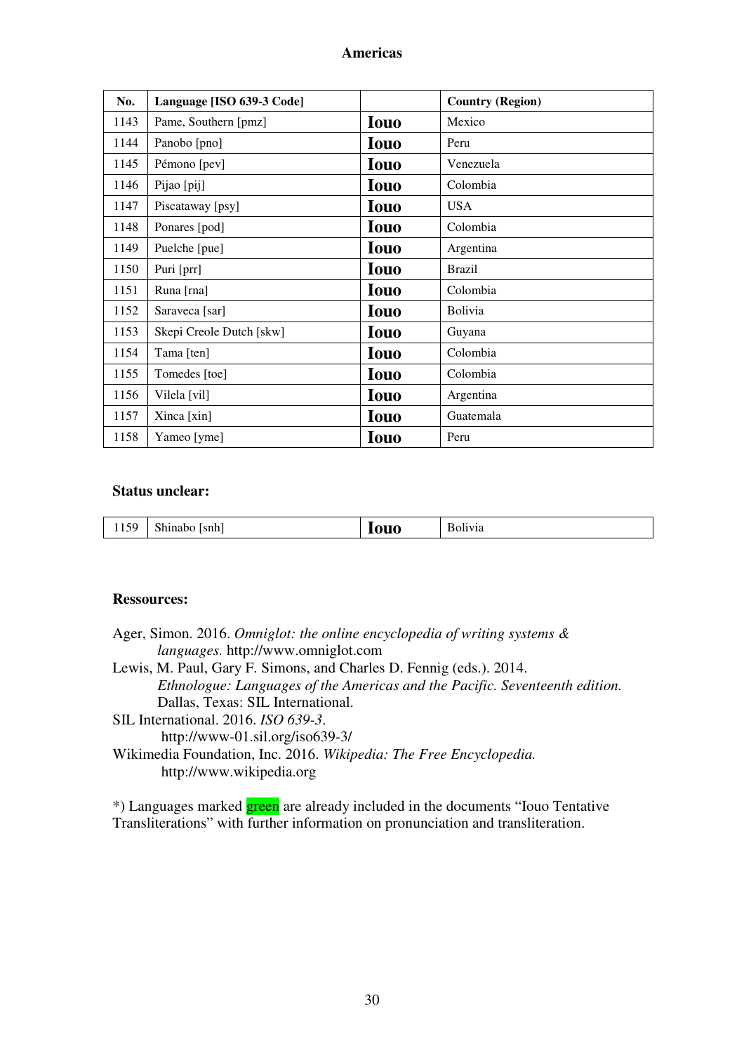## Americas

| No. | Language [ISO 639-3 Code] | | Country (Region) |
|---|---|---|---|
| 1143 | Pame, Southern [pmz] | **Iouo** | Mexico |
| 1144 | Panobo [pno] | **Iouo** | Peru |
| 1145 | Pémono [pev] | **Iouo** | Venezuela |
| 1146 | Pijao [pij] | **Iouo** | Colombia |
| 1147 | Piscataway [psy] | **Iouo** | USA |
| 1148 | Ponares [pod] | **Iouo** | Colombia |
| 1149 | Puelche [pue] | **Iouo** | Argentina |
| 1150 | Puri [prr] | **Iouo** | Brazil |
| 1151 | Runa [rna] | **Iouo** | Colombia |
| 1152 | Saraveca [sar] | **Iouo** | Bolivia |
| 1153 | Skepi Creole Dutch [skw] | **Iouo** | Guyana |
| 1154 | Tama [ten] | **Iouo** | Colombia |
| 1155 | Tomedes [toe] | **Iouo** | Colombia |
| 1156 | Vilela [vil] | **Iouo** | Argentina |
| 1157 | Xinca [xin] | **Iouo** | Guatemala |
| 1158 | Yameo [yme] | **Iouo** | Peru |

**Status unclear:**

| | | | |
|---|---|---|---|
| 1159 | Shinabo [snh] | **Iouo** | Bolivia |

**Ressources:**

Ager, Simon. 2016. *Omniglot: the online encyclopedia of writing systems & languages.* http://www.omniglot.com

Lewis, M. Paul, Gary F. Simons, and Charles D. Fennig (eds.). 2014. *Ethnologue: Languages of the Americas and the Pacific. Seventeenth edition.* Dallas, Texas: SIL International.

SIL International. 2016. *ISO 639-3*. http://www-01.sil.org/iso639-3/

Wikimedia Foundation, Inc. 2016. *Wikipedia: The Free Encyclopedia.* http://www.wikipedia.org

*) Languages marked green are already included in the documents "Iouo Tentative Transliterations" with further information on pronunciation and transliteration.